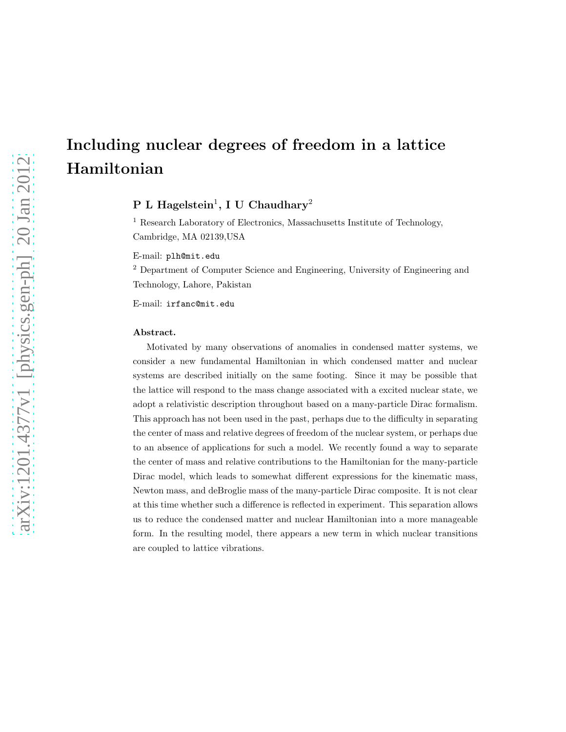# Including nuclear degrees of freedom in a lattice Hamiltonian

**P L Hagelstein[1], I U Chaudhary[2]**

[1] Research Laboratory of Electronics, Massachusetts Institute of Technology, Cambridge, MA 02139,USA

E-mail: plh@mit.edu

[2] Department of Computer Science and Engineering, University of Engineering and Technology, Lahore, Pakistan

E-mail: irfanc@mit.edu

**Abstract.**

Motivated by many observations of anomalies in condensed matter systems, we consider a new fundamental Hamiltonian in which condensed matter and nuclear systems are described initially on the same footing. Since it may be possible that the lattice will respond to the mass change associated with a excited nuclear state, we adopt a relativistic description throughout based on a many-particle Dirac formalism. This approach has not been used in the past, perhaps due to the difficulty in separating the center of mass and relative degrees of freedom of the nuclear system, or perhaps due to an absence of applications for such a model. We recently found a way to separate the center of mass and relative contributions to the Hamiltonian for the many-particle Dirac model, which leads to somewhat different expressions for the kinematic mass, Newton mass, and deBroglie mass of the many-particle Dirac composite. It is not clear at this time whether such a difference is reflected in experiment. This separation allows us to reduce the condensed matter and nuclear Hamiltonian into a more manageable form. In the resulting model, there appears a new term in which nuclear transitions are coupled to lattice vibrations.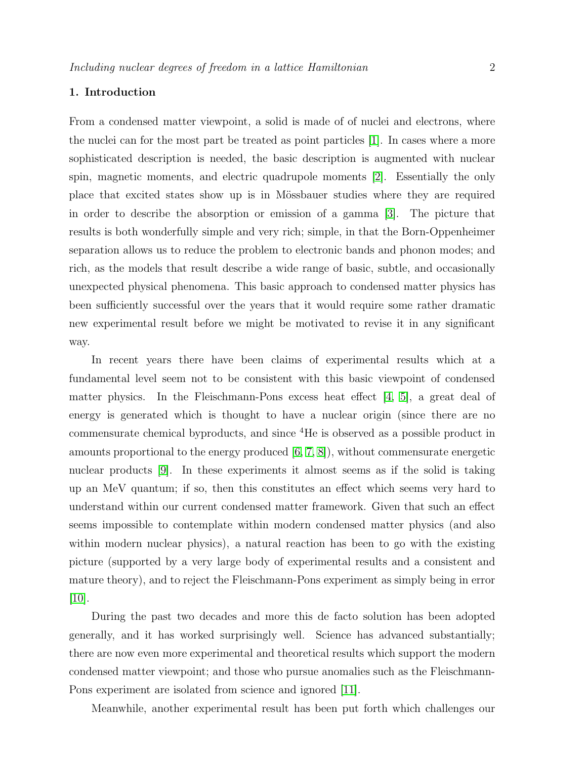## 1. Introduction

From a condensed matter viewpoint, a solid is made of of nuclei and electrons, where the nuclei can for the most part be treated as point particles [1]. In cases where a more sophisticated description is needed, the basic description is augmented with nuclear spin, magnetic moments, and electric quadrupole moments [2]. Essentially the only place that excited states show up is in Mössbauer studies where they are required in order to describe the absorption or emission of a gamma [3]. The picture that results is both wonderfully simple and very rich; simple, in that the Born-Oppenheimer separation allows us to reduce the problem to electronic bands and phonon modes; and rich, as the models that result describe a wide range of basic, subtle, and occasionally unexpected physical phenomena. This basic approach to condensed matter physics has been sufficiently successful over the years that it would require some rather dramatic new experimental result before we might be motivated to revise it in any significant way.

In recent years there have been claims of experimental results which at a fundamental level seem not to be consistent with this basic viewpoint of condensed matter physics. In the Fleischmann-Pons excess heat effect [4, 5], a great deal of energy is generated which is thought to have a nuclear origin (since there are no commensurate chemical byproducts, and since $^4$He is observed as a possible product in amounts proportional to the energy produced [6, 7, 8]), without commensurate energetic nuclear products [9]. In these experiments it almost seems as if the solid is taking up an MeV quantum; if so, then this constitutes an effect which seems very hard to understand within our current condensed matter framework. Given that such an effect seems impossible to contemplate within modern condensed matter physics (and also within modern nuclear physics), a natural reaction has been to go with the existing picture (supported by a very large body of experimental results and a consistent and mature theory), and to reject the Fleischmann-Pons experiment as simply being in error [10].

During the past two decades and more this de facto solution has been adopted generally, and it has worked surprisingly well. Science has advanced substantially; there are now even more experimental and theoretical results which support the modern condensed matter viewpoint; and those who pursue anomalies such as the Fleischmann-Pons experiment are isolated from science and ignored [11].

Meanwhile, another experimental result has been put forth which challenges our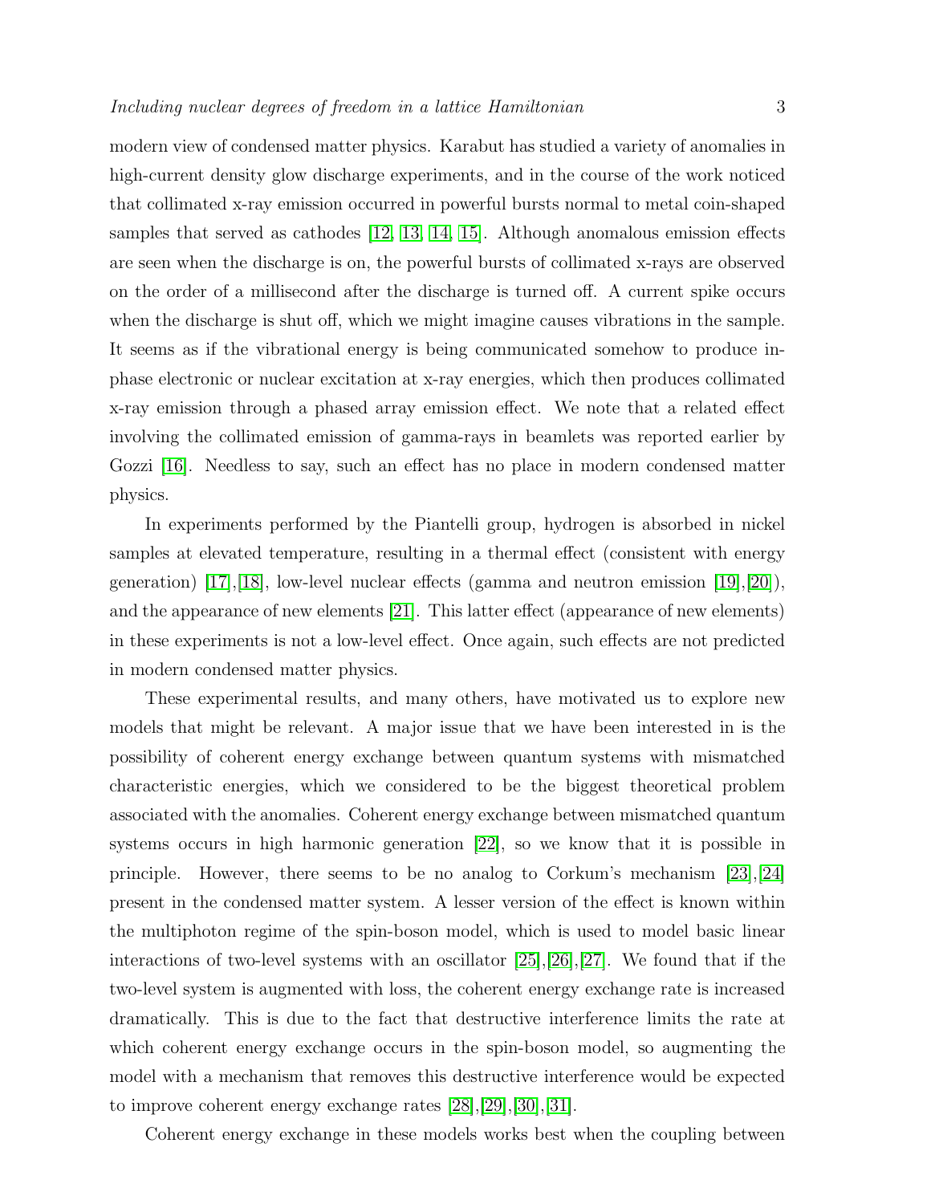modern view of condensed matter physics. Karabut has studied a variety of anomalies in high-current density glow discharge experiments, and in the course of the work noticed that collimated x-ray emission occurred in powerful bursts normal to metal coin-shaped samples that served as cathodes [12, 13, 14, 15]. Although anomalous emission effects are seen when the discharge is on, the powerful bursts of collimated x-rays are observed on the order of a millisecond after the discharge is turned off. A current spike occurs when the discharge is shut off, which we might imagine causes vibrations in the sample. It seems as if the vibrational energy is being communicated somehow to produce in-phase electronic or nuclear excitation at x-ray energies, which then produces collimated x-ray emission through a phased array emission effect. We note that a related effect involving the collimated emission of gamma-rays in beamlets was reported earlier by Gozzi [16]. Needless to say, such an effect has no place in modern condensed matter physics.

In experiments performed by the Piantelli group, hydrogen is absorbed in nickel samples at elevated temperature, resulting in a thermal effect (consistent with energy generation) [17],[18], low-level nuclear effects (gamma and neutron emission [19],[20]), and the appearance of new elements [21]. This latter effect (appearance of new elements) in these experiments is not a low-level effect. Once again, such effects are not predicted in modern condensed matter physics.

These experimental results, and many others, have motivated us to explore new models that might be relevant. A major issue that we have been interested in is the possibility of coherent energy exchange between quantum systems with mismatched characteristic energies, which we considered to be the biggest theoretical problem associated with the anomalies. Coherent energy exchange between mismatched quantum systems occurs in high harmonic generation [22], so we know that it is possible in principle. However, there seems to be no analog to Corkum's mechanism [23],[24] present in the condensed matter system. A lesser version of the effect is known within the multiphoton regime of the spin-boson model, which is used to model basic linear interactions of two-level systems with an oscillator [25],[26],[27]. We found that if the two-level system is augmented with loss, the coherent energy exchange rate is increased dramatically. This is due to the fact that destructive interference limits the rate at which coherent energy exchange occurs in the spin-boson model, so augmenting the model with a mechanism that removes this destructive interference would be expected to improve coherent energy exchange rates [28],[29],[30],[31].

Coherent energy exchange in these models works best when the coupling between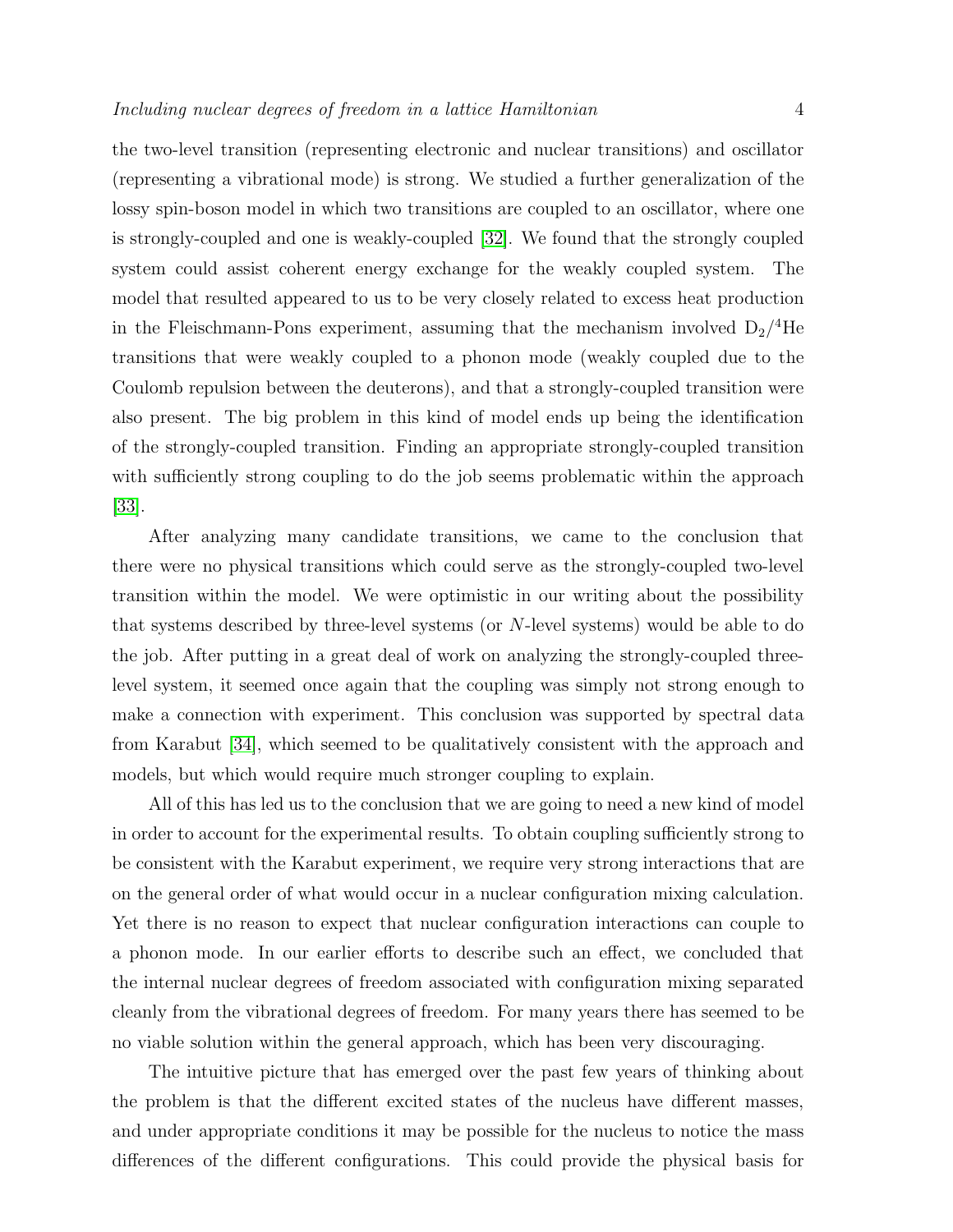the two-level transition (representing electronic and nuclear transitions) and oscillator (representing a vibrational mode) is strong. We studied a further generalization of the lossy spin-boson model in which two transitions are coupled to an oscillator, where one is strongly-coupled and one is weakly-coupled [32]. We found that the strongly coupled system could assist coherent energy exchange for the weakly coupled system. The model that resulted appeared to us to be very closely related to excess heat production in the Fleischmann-Pons experiment, assuming that the mechanism involved $D_2$/$^4$He transitions that were weakly coupled to a phonon mode (weakly coupled due to the Coulomb repulsion between the deuterons), and that a strongly-coupled transition were also present. The big problem in this kind of model ends up being the identification of the strongly-coupled transition. Finding an appropriate strongly-coupled transition with sufficiently strong coupling to do the job seems problematic within the approach [33].

After analyzing many candidate transitions, we came to the conclusion that there were no physical transitions which could serve as the strongly-coupled two-level transition within the model. We were optimistic in our writing about the possibility that systems described by three-level systems (or $N$-level systems) would be able to do the job. After putting in a great deal of work on analyzing the strongly-coupled three-level system, it seemed once again that the coupling was simply not strong enough to make a connection with experiment. This conclusion was supported by spectral data from Karabut [34], which seemed to be qualitatively consistent with the approach and models, but which would require much stronger coupling to explain.

All of this has led us to the conclusion that we are going to need a new kind of model in order to account for the experimental results. To obtain coupling sufficiently strong to be consistent with the Karabut experiment, we require very strong interactions that are on the general order of what would occur in a nuclear configuration mixing calculation. Yet there is no reason to expect that nuclear configuration interactions can couple to a phonon mode. In our earlier efforts to describe such an effect, we concluded that the internal nuclear degrees of freedom associated with configuration mixing separated cleanly from the vibrational degrees of freedom. For many years there has seemed to be no viable solution within the general approach, which has been very discouraging.

The intuitive picture that has emerged over the past few years of thinking about the problem is that the different excited states of the nucleus have different masses, and under appropriate conditions it may be possible for the nucleus to notice the mass differences of the different configurations. This could provide the physical basis for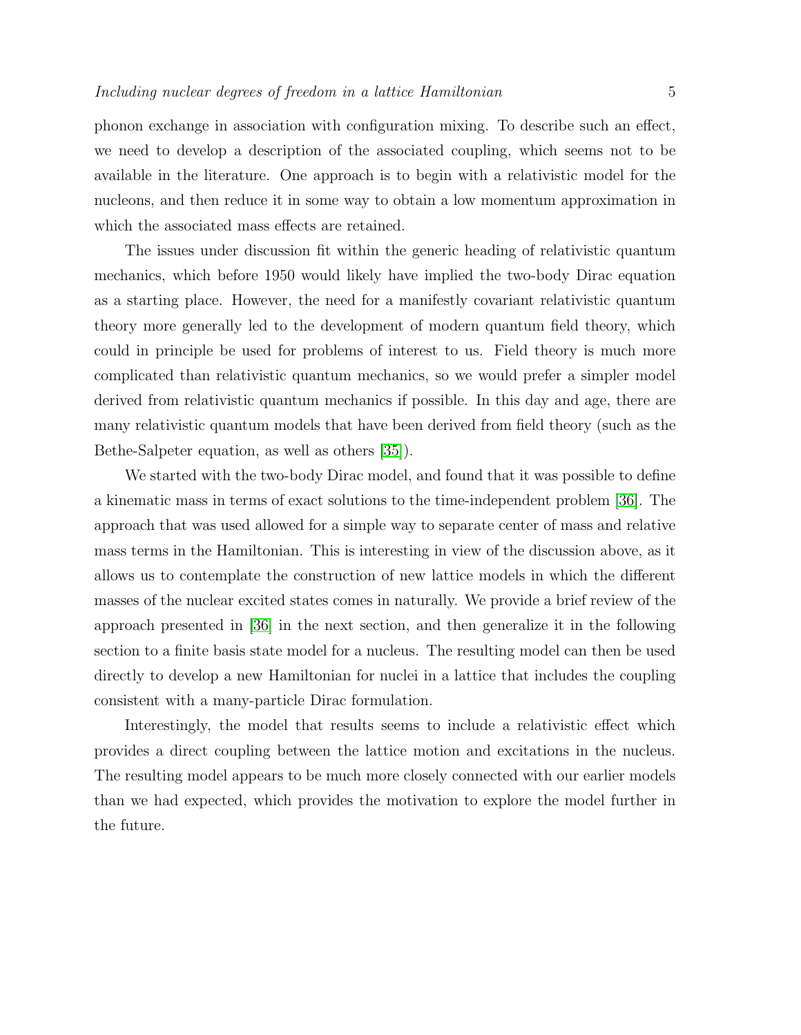phonon exchange in association with configuration mixing. To describe such an effect, we need to develop a description of the associated coupling, which seems not to be available in the literature. One approach is to begin with a relativistic model for the nucleons, and then reduce it in some way to obtain a low momentum approximation in which the associated mass effects are retained.

The issues under discussion fit within the generic heading of relativistic quantum mechanics, which before 1950 would likely have implied the two-body Dirac equation as a starting place. However, the need for a manifestly covariant relativistic quantum theory more generally led to the development of modern quantum field theory, which could in principle be used for problems of interest to us. Field theory is much more complicated than relativistic quantum mechanics, so we would prefer a simpler model derived from relativistic quantum mechanics if possible. In this day and age, there are many relativistic quantum models that have been derived from field theory (such as the Bethe-Salpeter equation, as well as others [35]).

We started with the two-body Dirac model, and found that it was possible to define a kinematic mass in terms of exact solutions to the time-independent problem [36]. The approach that was used allowed for a simple way to separate center of mass and relative mass terms in the Hamiltonian. This is interesting in view of the discussion above, as it allows us to contemplate the construction of new lattice models in which the different masses of the nuclear excited states comes in naturally. We provide a brief review of the approach presented in [36] in the next section, and then generalize it in the following section to a finite basis state model for a nucleus. The resulting model can then be used directly to develop a new Hamiltonian for nuclei in a lattice that includes the coupling consistent with a many-particle Dirac formulation.

Interestingly, the model that results seems to include a relativistic effect which provides a direct coupling between the lattice motion and excitations in the nucleus. The resulting model appears to be much more closely connected with our earlier models than we had expected, which provides the motivation to explore the model further in the future.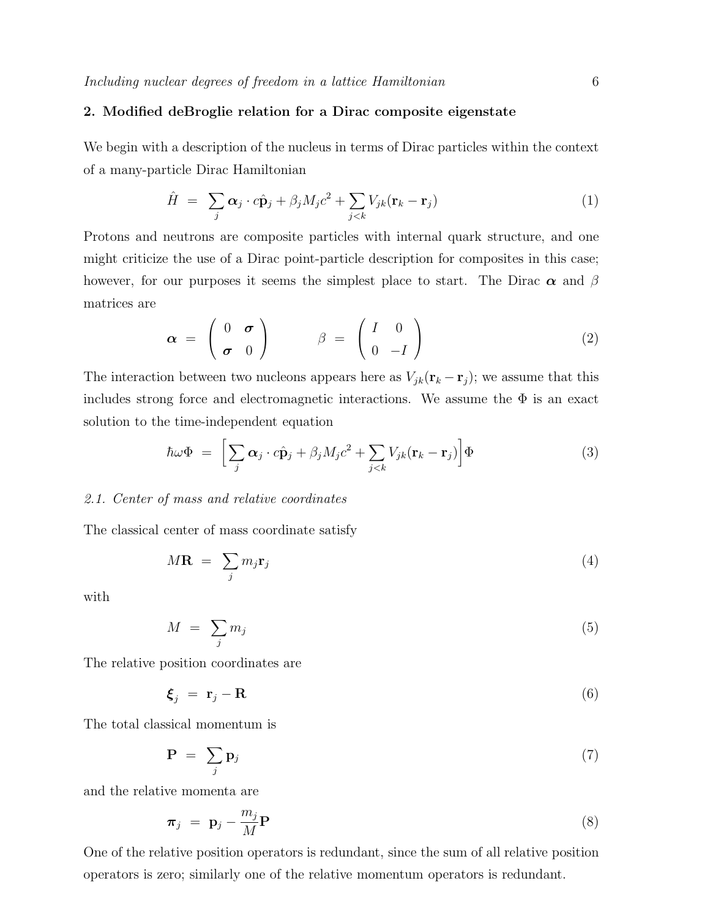## 2. Modified deBroglie relation for a Dirac composite eigenstate

We begin with a description of the nucleus in terms of Dirac particles within the context of a many-particle Dirac Hamiltonian

$$\hat{H} \;=\; \sum_j \boldsymbol{\alpha}_j \cdot c\hat{\mathbf{p}}_j + \beta_j M_j c^2 + \sum_{j<k} V_{jk}(\mathbf{r}_k - \mathbf{r}_j) \tag{1}$$

Protons and neutrons are composite particles with internal quark structure, and one might criticize the use of a Dirac point-particle description for composites in this case; however, for our purposes it seems the simplest place to start. The Dirac $\boldsymbol{\alpha}$ and $\beta$ matrices are

$$\boldsymbol{\alpha} \;=\; \begin{pmatrix} 0 & \boldsymbol{\sigma} \\ \boldsymbol{\sigma} & 0 \end{pmatrix} \qquad\qquad \beta \;=\; \begin{pmatrix} I & 0 \\ 0 & -I \end{pmatrix} \tag{2}$$

The interaction between two nucleons appears here as $V_{jk}(\mathbf{r}_k - \mathbf{r}_j)$; we assume that this includes strong force and electromagnetic interactions. We assume the $\Phi$ is an exact solution to the time-independent equation

$$\hbar\omega\Phi \;=\; \Big[\sum_j \boldsymbol{\alpha}_j \cdot c\hat{\mathbf{p}}_j + \beta_j M_j c^2 + \sum_{j<k} V_{jk}(\mathbf{r}_k - \mathbf{r}_j)\Big]\Phi \tag{3}$$

### *2.1. Center of mass and relative coordinates*

The classical center of mass coordinate satisfy

$$M\mathbf{R} \;=\; \sum_j m_j \mathbf{r}_j \tag{4}$$

with

$$M \;=\; \sum_j m_j \tag{5}$$

The relative position coordinates are

$$\boldsymbol{\xi}_j \;=\; \mathbf{r}_j - \mathbf{R} \tag{6}$$

The total classical momentum is

$$\mathbf{P} \;=\; \sum_j \mathbf{p}_j \tag{7}$$

and the relative momenta are

$$\boldsymbol{\pi}_j \;=\; \mathbf{p}_j - \frac{m_j}{M}\mathbf{P} \tag{8}$$

One of the relative position operators is redundant, since the sum of all relative position operators is zero; similarly one of the relative momentum operators is redundant.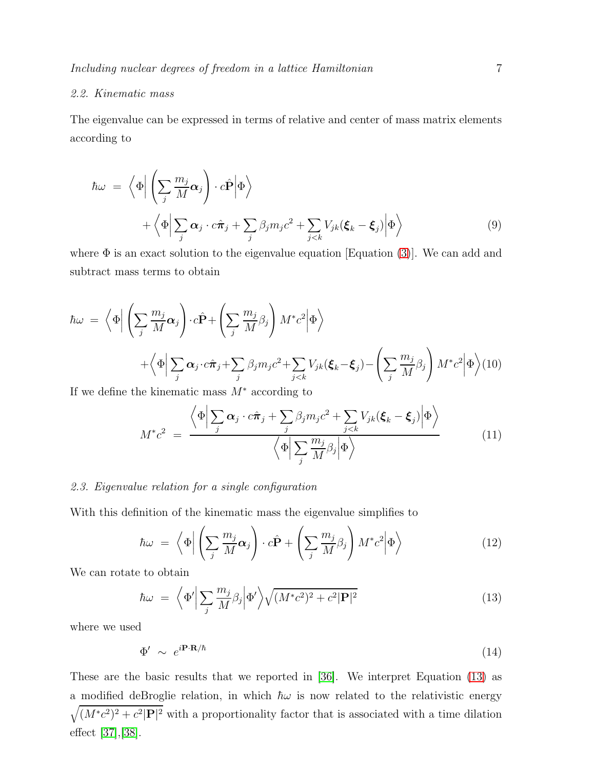### 2.2. Kinematic mass

The eigenvalue can be expressed in terms of relative and center of mass matrix elements according to

$$
\begin{aligned}
\hbar\omega \;=\; & \left\langle \Phi \middle| \left( \sum_j \frac{m_j}{M} \boldsymbol{\alpha}_j \right) \cdot c\hat{\mathbf{P}} \middle| \Phi \right\rangle \\
& + \left\langle \Phi \middle| \sum_j \boldsymbol{\alpha}_j \cdot c\hat{\boldsymbol{\pi}}_j + \sum_j \beta_j m_j c^2 + \sum_{j<k} V_{jk}(\boldsymbol{\xi}_k - \boldsymbol{\xi}_j) \middle| \Phi \right\rangle
\end{aligned}
\tag{9}
$$

where $\Phi$ is an exact solution to the eigenvalue equation [Equation (3)]. We can add and subtract mass terms to obtain

$$
\begin{aligned}
\hbar\omega \;=\; & \left\langle \Phi \middle| \left( \sum_j \frac{m_j}{M} \boldsymbol{\alpha}_j \right) \cdot c\hat{\mathbf{P}} + \left( \sum_j \frac{m_j}{M} \beta_j \right) M^* c^2 \middle| \Phi \right\rangle \\
& + \left\langle \Phi \middle| \sum_j \boldsymbol{\alpha}_j \cdot c\hat{\boldsymbol{\pi}}_j + \sum_j \beta_j m_j c^2 + \sum_{j<k} V_{jk}(\boldsymbol{\xi}_k - \boldsymbol{\xi}_j) - \left( \sum_j \frac{m_j}{M} \beta_j \right) M^* c^2 \middle| \Phi \right\rangle
\end{aligned}
\tag{10}
$$

If we define the kinematic mass $M^*$ according to

$$
M^* c^2 \;=\; \frac{\left\langle \Phi \middle| \sum_j \boldsymbol{\alpha}_j \cdot c\hat{\boldsymbol{\pi}}_j + \sum_j \beta_j m_j c^2 + \sum_{j<k} V_{jk}(\boldsymbol{\xi}_k - \boldsymbol{\xi}_j) \middle| \Phi \right\rangle}{\left\langle \Phi \middle| \sum_j \frac{m_j}{M} \beta_j \middle| \Phi \right\rangle}
\tag{11}
$$

### 2.3. Eigenvalue relation for a single configuration

With this definition of the kinematic mass the eigenvalue simplifies to

$$
\hbar\omega \;=\; \left\langle \Phi \middle| \left( \sum_j \frac{m_j}{M} \boldsymbol{\alpha}_j \right) \cdot c\hat{\mathbf{P}} + \left( \sum_j \frac{m_j}{M} \beta_j \right) M^* c^2 \middle| \Phi \right\rangle
\tag{12}
$$

We can rotate to obtain

$$
\hbar\omega \;=\; \left\langle \Phi' \middle| \sum_j \frac{m_j}{M} \beta_j \middle| \Phi' \right\rangle \sqrt{(M^* c^2)^2 + c^2 |\mathbf{P}|^2}
\tag{13}
$$

where we used

$$
\Phi' \;\sim\; e^{i\mathbf{P}\cdot\mathbf{R}/\hbar}
\tag{14}
$$

These are the basic results that we reported in [36]. We interpret Equation (13) as a modified deBroglie relation, in which $\hbar\omega$ is now related to the relativistic energy $\sqrt{(M^* c^2)^2 + c^2 |\mathbf{P}|^2}$ with a proportionality factor that is associated with a time dilation effect [37],[38].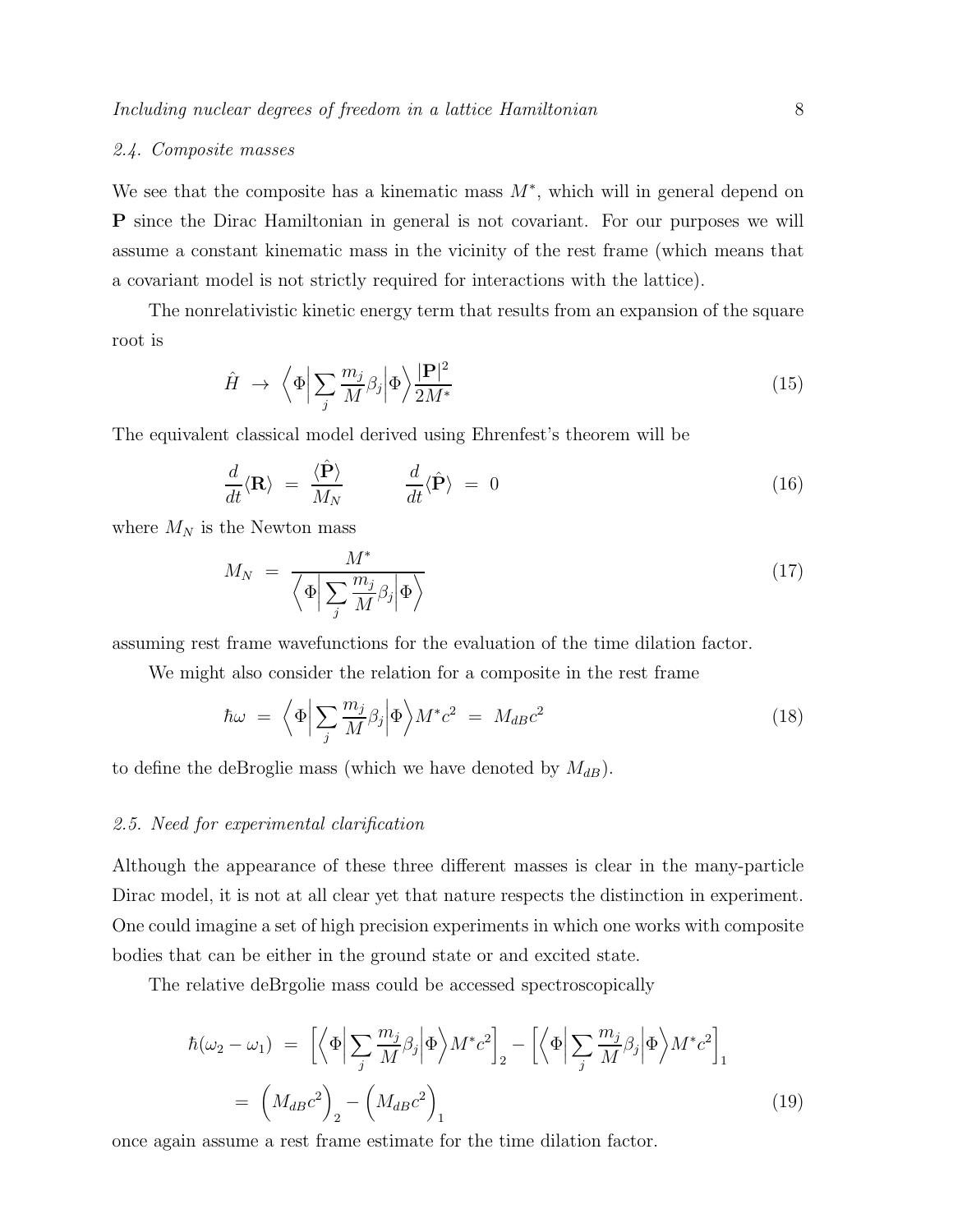### 2.4. Composite masses

We see that the composite has a kinematic mass $M^*$, which will in general depend on $\mathbf{P}$ since the Dirac Hamiltonian in general is not covariant. For our purposes we will assume a constant kinematic mass in the vicinity of the rest frame (which means that a covariant model is not strictly required for interactions with the lattice).

The nonrelativistic kinetic energy term that results from an expansion of the square root is

$$
\hat{H} \ \rightarrow \ \left\langle \Phi \middle| \sum_j \frac{m_j}{M} \beta_j \middle| \Phi \right\rangle \frac{|\mathbf{P}|^2}{2M^*} \tag{15}
$$

The equivalent classical model derived using Ehrenfest's theorem will be

$$
\frac{d}{dt}\langle \mathbf{R} \rangle \ = \ \frac{\langle \hat{\mathbf{P}} \rangle}{M_N} \qquad\qquad \frac{d}{dt}\langle \hat{\mathbf{P}} \rangle \ = \ 0 \tag{16}
$$

where $M_N$ is the Newton mass

$$
M_N \ = \ \frac{M^*}{\left\langle \Phi \middle| \sum_j \frac{m_j}{M} \beta_j \middle| \Phi \right\rangle} \tag{17}
$$

assuming rest frame wavefunctions for the evaluation of the time dilation factor.

We might also consider the relation for a composite in the rest frame

$$
\hbar \omega \ = \ \left\langle \Phi \middle| \sum_j \frac{m_j}{M} \beta_j \middle| \Phi \right\rangle M^* c^2 \ = \ M_{dB} c^2 \tag{18}
$$

to define the deBroglie mass (which we have denoted by $M_{dB}$).

### 2.5. Need for experimental clarification

Although the appearance of these three different masses is clear in the many-particle Dirac model, it is not at all clear yet that nature respects the distinction in experiment. One could imagine a set of high precision experiments in which one works with composite bodies that can be either in the ground state or and excited state.

The relative deBrgolie mass could be accessed spectroscopically

$$
\begin{aligned}
\hbar(\omega_2 - \omega_1) \ &= \ \left[ \left\langle \Phi \middle| \sum_j \frac{m_j}{M} \beta_j \middle| \Phi \right\rangle M^* c^2 \right]_2 - \left[ \left\langle \Phi \middle| \sum_j \frac{m_j}{M} \beta_j \middle| \Phi \right\rangle M^* c^2 \right]_1 \\
&= \ \left( M_{dB} c^2 \right)_2 - \left( M_{dB} c^2 \right)_1
\end{aligned} \tag{19}
$$

once again assume a rest frame estimate for the time dilation factor.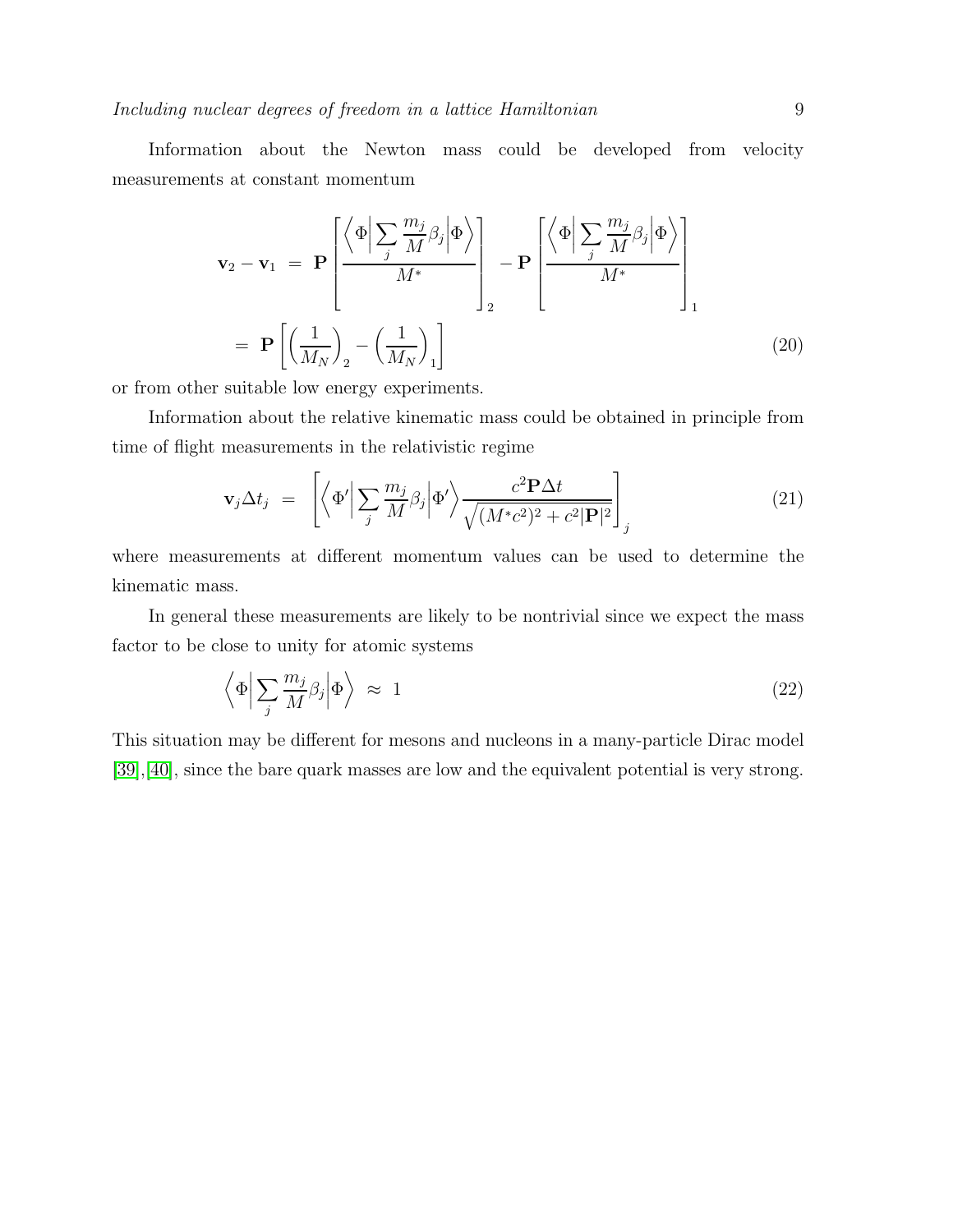Information about the Newton mass could be developed from velocity measurements at constant momentum

$$
\begin{aligned}
\mathbf{v}_2 - \mathbf{v}_1 &= \mathbf{P}\left[\frac{\left\langle \Phi \middle| \sum_j \dfrac{m_j}{M}\beta_j \middle| \Phi \right\rangle}{M^*}\right]_2 - \mathbf{P}\left[\frac{\left\langle \Phi \middle| \sum_j \dfrac{m_j}{M}\beta_j \middle| \Phi \right\rangle}{M^*}\right]_1 \\
&= \mathbf{P}\left[\left(\frac{1}{M_N}\right)_2 - \left(\frac{1}{M_N}\right)_1\right]
\end{aligned}
\tag{20}
$$

or from other suitable low energy experiments.

Information about the relative kinematic mass could be obtained in principle from time of flight measurements in the relativistic regime

$$
\mathbf{v}_j \Delta t_j = \left[\left\langle \Phi' \middle| \sum_j \frac{m_j}{M}\beta_j \middle| \Phi' \right\rangle \frac{c^2 \mathbf{P} \Delta t}{\sqrt{(M^* c^2)^2 + c^2 |\mathbf{P}|^2}}\right]_j \tag{21}
$$

where measurements at different momentum values can be used to determine the kinematic mass.

In general these measurements are likely to be nontrivial since we expect the mass factor to be close to unity for atomic systems

$$
\left\langle \Phi \middle| \sum_j \frac{m_j}{M}\beta_j \middle| \Phi \right\rangle \approx 1 \tag{22}
$$

This situation may be different for mesons and nucleons in a many-particle Dirac model [39],[40], since the bare quark masses are low and the equivalent potential is very strong.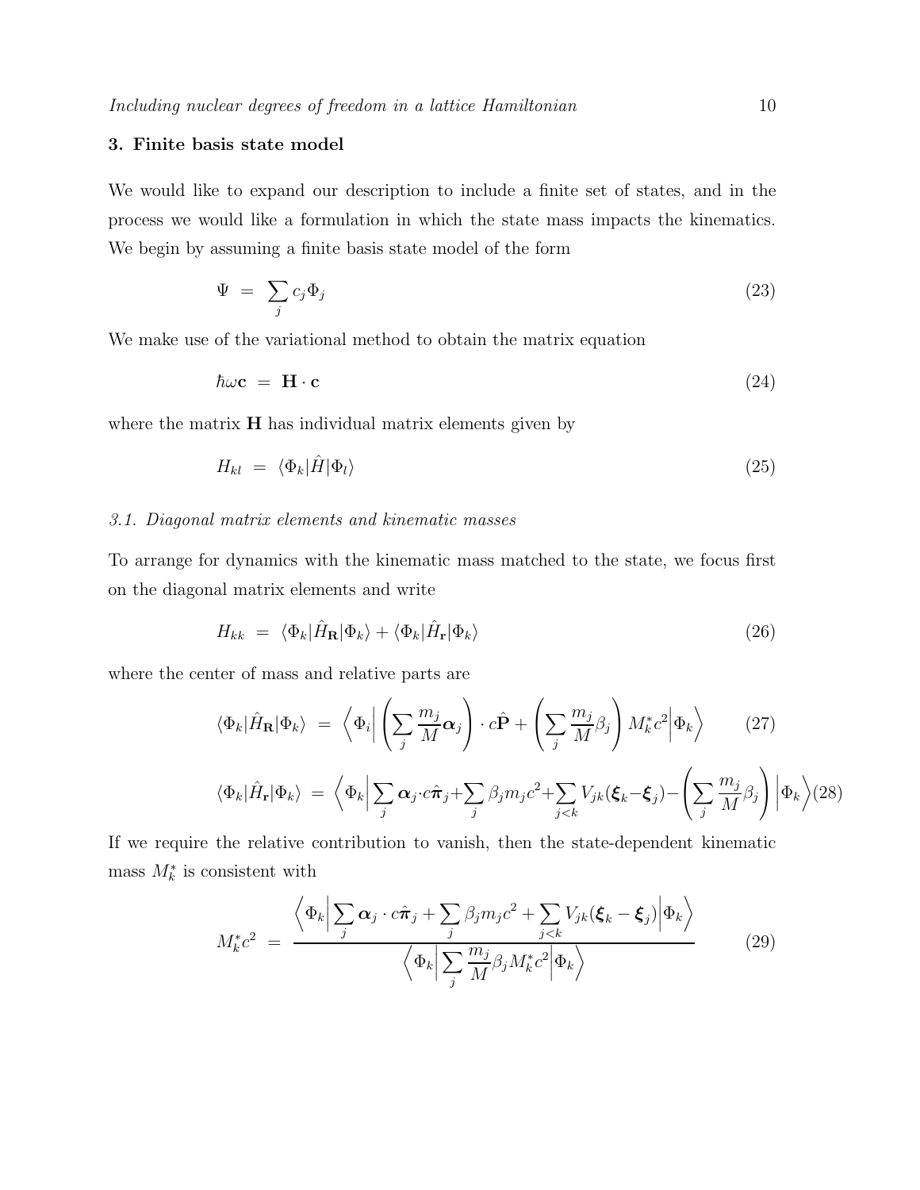## 3. Finite basis state model

We would like to expand our description to include a finite set of states, and in the process we would like a formulation in which the state mass impacts the kinematics. We begin by assuming a finite basis state model of the form

$$\Psi \;=\; \sum_j c_j \Phi_j \tag{23}$$

We make use of the variational method to obtain the matrix equation

$$\hbar\omega \mathbf{c} \;=\; \mathbf{H} \cdot \mathbf{c} \tag{24}$$

where the matrix $\mathbf{H}$ has individual matrix elements given by

$$H_{kl} \;=\; \langle \Phi_k | \hat{H} | \Phi_l \rangle \tag{25}$$

### *3.1. Diagonal matrix elements and kinematic masses*

To arrange for dynamics with the kinematic mass matched to the state, we focus first on the diagonal matrix elements and write

$$H_{kk} \;=\; \langle \Phi_k | \hat{H}_{\mathbf{R}} | \Phi_k \rangle + \langle \Phi_k | \hat{H}_{\mathbf{r}} | \Phi_k \rangle \tag{26}$$

where the center of mass and relative parts are

$$\langle \Phi_k | \hat{H}_{\mathbf{R}} | \Phi_k \rangle \;=\; \left\langle \Phi_i \middle| \left( \sum_j \frac{m_j}{M} \boldsymbol{\alpha}_j \right) \cdot c\hat{\mathbf{P}} + \left( \sum_j \frac{m_j}{M} \beta_j \right) M_k^* c^2 \middle| \Phi_k \right\rangle \tag{27}$$

$$\langle \Phi_k | \hat{H}_{\mathbf{r}} | \Phi_k \rangle \;=\; \left\langle \Phi_k \middle| \sum_j \boldsymbol{\alpha}_j \cdot c\hat{\boldsymbol{\pi}}_j + \sum_j \beta_j m_j c^2 + \sum_{j<k} V_{jk}(\boldsymbol{\xi}_k - \boldsymbol{\xi}_j) - \left( \sum_j \frac{m_j}{M} \beta_j \right) \middle| \Phi_k \right\rangle \tag{28}$$

If we require the relative contribution to vanish, then the state-dependent kinematic mass $M_k^*$ is consistent with

$$M_k^* c^2 \;=\; \frac{\left\langle \Phi_k \middle| \sum_j \boldsymbol{\alpha}_j \cdot c\hat{\boldsymbol{\pi}}_j + \sum_j \beta_j m_j c^2 + \sum_{j<k} V_{jk}(\boldsymbol{\xi}_k - \boldsymbol{\xi}_j) \middle| \Phi_k \right\rangle}{\left\langle \Phi_k \middle| \sum_j \frac{m_j}{M} \beta_j M_k^* c^2 \middle| \Phi_k \right\rangle} \tag{29}$$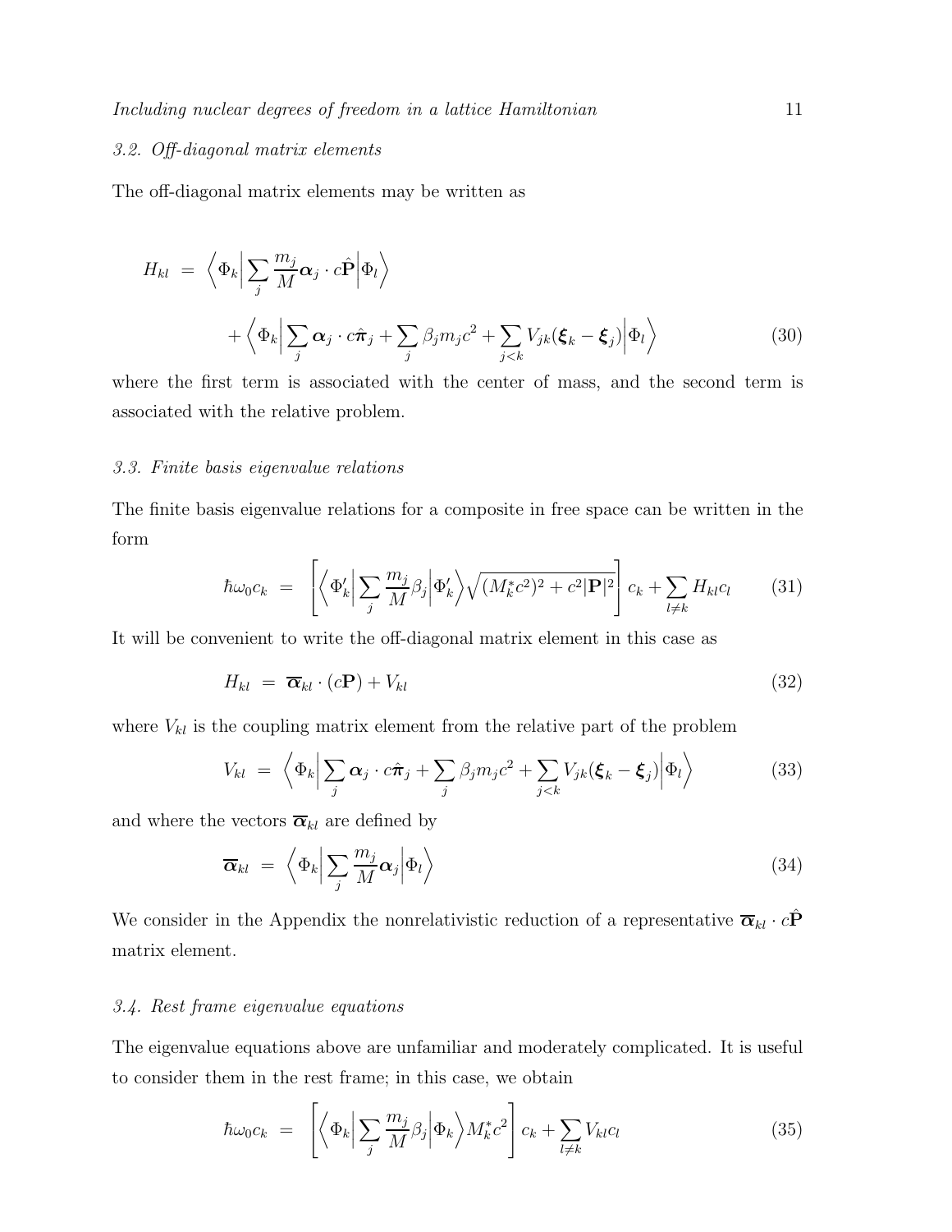### 3.2. Off-diagonal matrix elements

The off-diagonal matrix elements may be written as

$$
\begin{aligned}
H_{kl} &= \left\langle \Phi_k \middle| \sum_j \frac{m_j}{M} \boldsymbol{\alpha}_j \cdot c\hat{\mathbf{P}} \middle| \Phi_l \right\rangle \\
&\quad + \left\langle \Phi_k \middle| \sum_j \boldsymbol{\alpha}_j \cdot c\hat{\boldsymbol{\pi}}_j + \sum_j \beta_j m_j c^2 + \sum_{j<k} V_{jk}(\boldsymbol{\xi}_k - \boldsymbol{\xi}_j) \middle| \Phi_l \right\rangle
\end{aligned} \tag{30}
$$

where the first term is associated with the center of mass, and the second term is associated with the relative problem.

### 3.3. Finite basis eigenvalue relations

The finite basis eigenvalue relations for a composite in free space can be written in the form

$$
\hbar\omega_0 c_k = \left[ \left\langle \Phi'_k \middle| \sum_j \frac{m_j}{M} \beta_j \middle| \Phi'_k \right\rangle \sqrt{(M_k^* c^2)^2 + c^2 |\mathbf{P}|^2} \right] c_k + \sum_{l \neq k} H_{kl} c_l \tag{31}
$$

It will be convenient to write the off-diagonal matrix element in this case as

$$
H_{kl} = \overline{\boldsymbol{\alpha}}_{kl} \cdot (c\mathbf{P}) + V_{kl} \tag{32}
$$

where $V_{kl}$ is the coupling matrix element from the relative part of the problem

$$
V_{kl} = \left\langle \Phi_k \middle| \sum_j \boldsymbol{\alpha}_j \cdot c\hat{\boldsymbol{\pi}}_j + \sum_j \beta_j m_j c^2 + \sum_{j<k} V_{jk}(\boldsymbol{\xi}_k - \boldsymbol{\xi}_j) \middle| \Phi_l \right\rangle \tag{33}
$$

and where the vectors $\overline{\boldsymbol{\alpha}}_{kl}$ are defined by

$$
\overline{\boldsymbol{\alpha}}_{kl} = \left\langle \Phi_k \middle| \sum_j \frac{m_j}{M} \boldsymbol{\alpha}_j \middle| \Phi_l \right\rangle \tag{34}
$$

We consider in the Appendix the nonrelativistic reduction of a representative $\overline{\boldsymbol{\alpha}}_{kl} \cdot c\hat{\mathbf{P}}$ matrix element.

### 3.4. Rest frame eigenvalue equations

The eigenvalue equations above are unfamiliar and moderately complicated. It is useful to consider them in the rest frame; in this case, we obtain

$$
\hbar\omega_0 c_k = \left[ \left\langle \Phi_k \middle| \sum_j \frac{m_j}{M} \beta_j \middle| \Phi_k \right\rangle M_k^* c^2 \right] c_k + \sum_{l \neq k} V_{kl} c_l \tag{35}
$$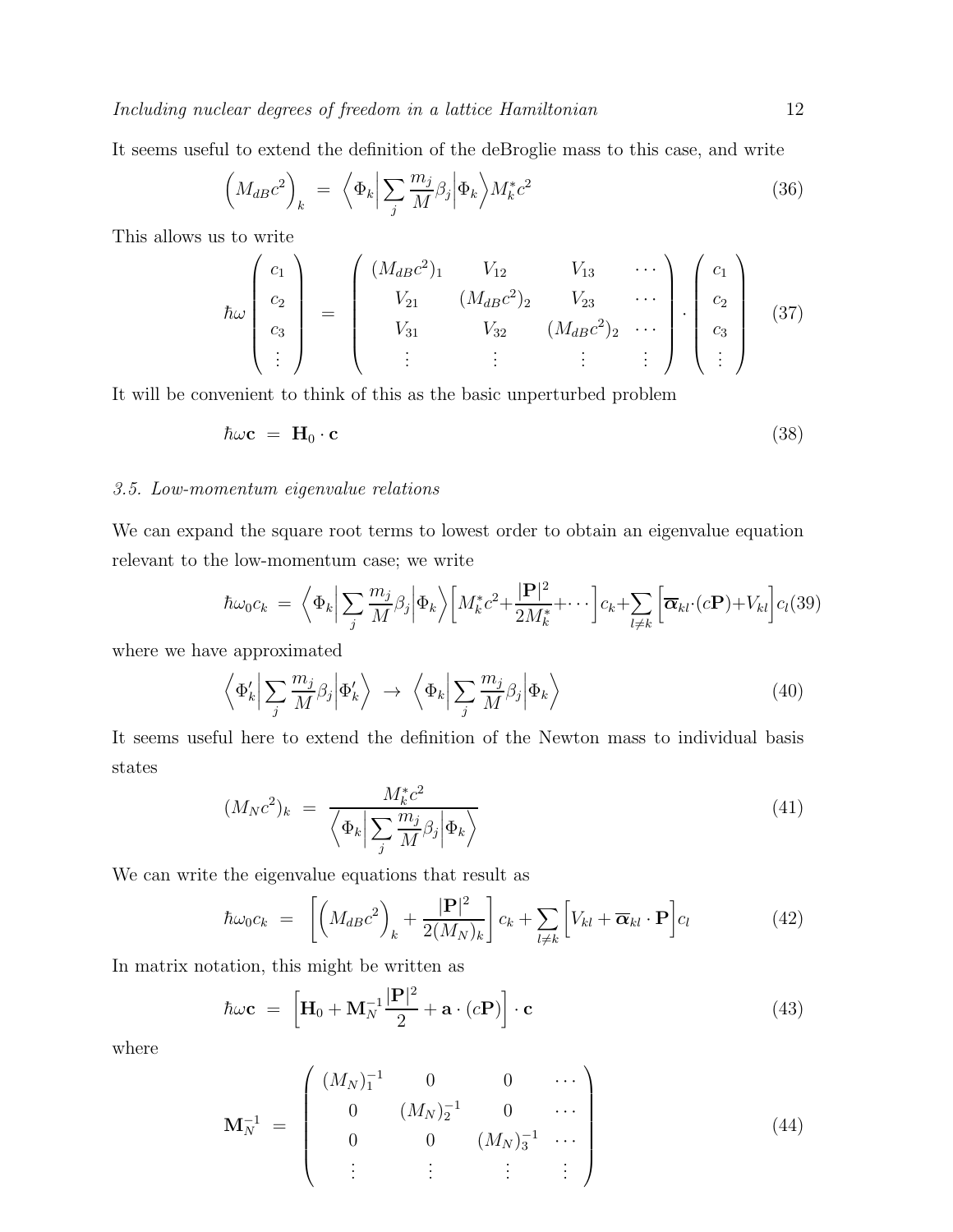It seems useful to extend the definition of the deBroglie mass to this case, and write

$$\Big(M_{dB}c^2\Big)_k \;=\; \Big\langle \Phi_k \Big| \sum_j \frac{m_j}{M}\beta_j \Big| \Phi_k \Big\rangle M_k^* c^2 \tag{36}$$

This allows us to write

$$\hbar\omega \begin{pmatrix} c_1 \\ c_2 \\ c_3 \\ \vdots \end{pmatrix} \;=\; \begin{pmatrix} (M_{dB}c^2)_1 & V_{12} & V_{13} & \cdots \\ V_{21} & (M_{dB}c^2)_2 & V_{23} & \cdots \\ V_{31} & V_{32} & (M_{dB}c^2)_2 & \cdots \\ \vdots & \vdots & \vdots & \vdots \end{pmatrix} \cdot \begin{pmatrix} c_1 \\ c_2 \\ c_3 \\ \vdots \end{pmatrix} \tag{37}$$

It will be convenient to think of this as the basic unperturbed problem

$$\hbar\omega \mathbf{c} \;=\; \mathbf{H}_0 \cdot \mathbf{c} \tag{38}$$

### *3.5. Low-momentum eigenvalue relations*

We can expand the square root terms to lowest order to obtain an eigenvalue equation relevant to the low-momentum case; we write

$$\hbar\omega_0 c_k \;=\; \Big\langle \Phi_k \Big| \sum_j \frac{m_j}{M}\beta_j \Big| \Phi_k \Big\rangle \Big[ M_k^* c^2 + \frac{|\mathbf{P}|^2}{2M_k^*} + \cdots \Big] c_k + \sum_{l \neq k} \Big[ \overline{\boldsymbol{\alpha}}_{kl} \cdot (c\mathbf{P}) + V_{kl} \Big] c_l \tag{39}$$

where we have approximated

$$\Big\langle \Phi_k' \Big| \sum_j \frac{m_j}{M}\beta_j \Big| \Phi_k' \Big\rangle \;\rightarrow\; \Big\langle \Phi_k \Big| \sum_j \frac{m_j}{M}\beta_j \Big| \Phi_k \Big\rangle \tag{40}$$

It seems useful here to extend the definition of the Newton mass to individual basis states

$$(M_N c^2)_k \;=\; \frac{M_k^* c^2}{\Big\langle \Phi_k \Big| \sum_j \frac{m_j}{M}\beta_j \Big| \Phi_k \Big\rangle} \tag{41}$$

We can write the eigenvalue equations that result as

$$\hbar\omega_0 c_k \;=\; \left[ \Big(M_{dB}c^2\Big)_k + \frac{|\mathbf{P}|^2}{2(M_N)_k} \right] c_k + \sum_{l \neq k} \Big[ V_{kl} + \overline{\boldsymbol{\alpha}}_{kl} \cdot \mathbf{P} \Big] c_l \tag{42}$$

In matrix notation, this might be written as

$$\hbar\omega \mathbf{c} \;=\; \left[ \mathbf{H}_0 + \mathbf{M}_N^{-1} \frac{|\mathbf{P}|^2}{2} + \mathbf{a} \cdot (c\mathbf{P}) \right] \cdot \mathbf{c} \tag{43}$$

where

$$\mathbf{M}_N^{-1} \;=\; \begin{pmatrix} (M_N)_1^{-1} & 0 & 0 & \cdots \\ 0 & (M_N)_2^{-1} & 0 & \cdots \\ 0 & 0 & (M_N)_3^{-1} & \cdots \\ \vdots & \vdots & \vdots & \vdots \end{pmatrix} \tag{44}$$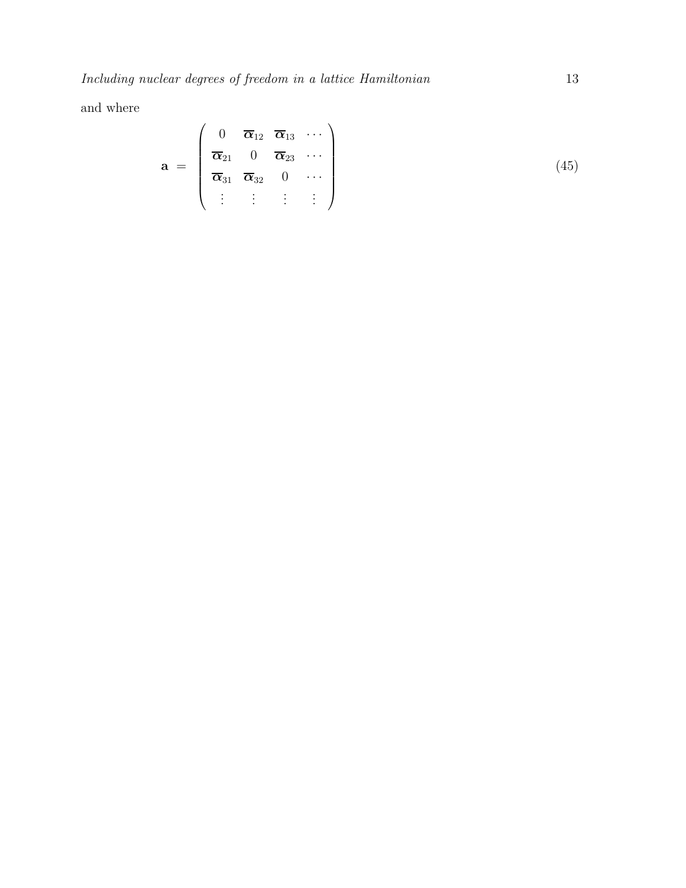and where

$$\mathbf{a} \;=\; \begin{pmatrix} 0 & \overline{\boldsymbol{\alpha}}_{12} & \overline{\boldsymbol{\alpha}}_{13} & \cdots \\ \overline{\boldsymbol{\alpha}}_{21} & 0 & \overline{\boldsymbol{\alpha}}_{23} & \cdots \\ \overline{\boldsymbol{\alpha}}_{31} & \overline{\boldsymbol{\alpha}}_{32} & 0 & \cdots \\ \vdots & \vdots & \vdots & \vdots \end{pmatrix} \tag{45}$$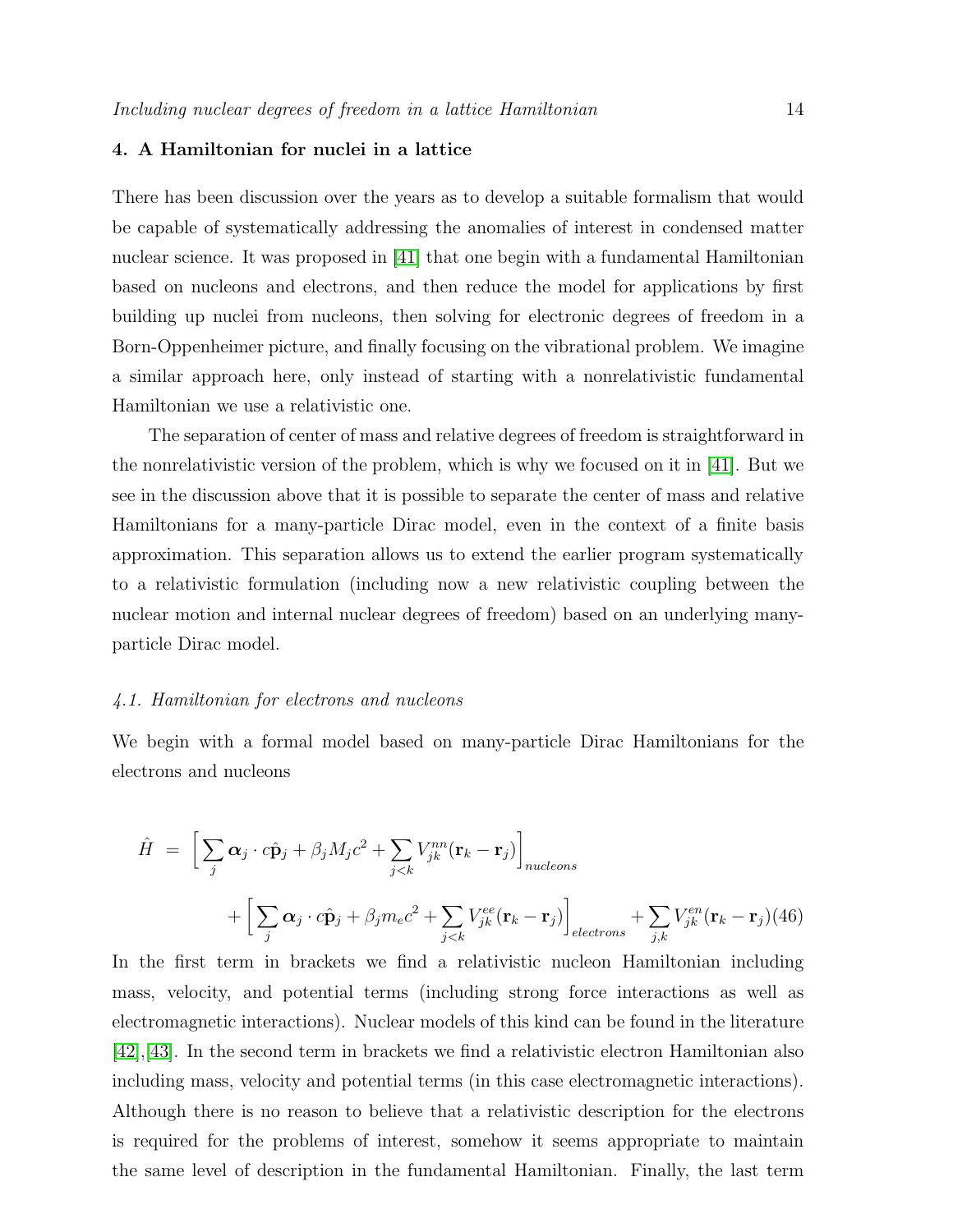## 4. A Hamiltonian for nuclei in a lattice

There has been discussion over the years as to develop a suitable formalism that would be capable of systematically addressing the anomalies of interest in condensed matter nuclear science. It was proposed in [41] that one begin with a fundamental Hamiltonian based on nucleons and electrons, and then reduce the model for applications by first building up nuclei from nucleons, then solving for electronic degrees of freedom in a Born-Oppenheimer picture, and finally focusing on the vibrational problem. We imagine a similar approach here, only instead of starting with a nonrelativistic fundamental Hamiltonian we use a relativistic one.

The separation of center of mass and relative degrees of freedom is straightforward in the nonrelativistic version of the problem, which is why we focused on it in [41]. But we see in the discussion above that it is possible to separate the center of mass and relative Hamiltonians for a many-particle Dirac model, even in the context of a finite basis approximation. This separation allows us to extend the earlier program systematically to a relativistic formulation (including now a new relativistic coupling between the nuclear motion and internal nuclear degrees of freedom) based on an underlying many-particle Dirac model.

### *4.1. Hamiltonian for electrons and nucleons*

We begin with a formal model based on many-particle Dirac Hamiltonians for the electrons and nucleons

$$
\hat{H} = \Big[ \sum_j \boldsymbol{\alpha}_j \cdot c\hat{\mathbf{p}}_j + \beta_j M_j c^2 + \sum_{j<k} V_{jk}^{nn}(\mathbf{r}_k - \mathbf{r}_j) \Big]_{nucleons} + \Big[ \sum_j \boldsymbol{\alpha}_j \cdot c\hat{\mathbf{p}}_j + \beta_j m_e c^2 + \sum_{j<k} V_{jk}^{ee}(\mathbf{r}_k - \mathbf{r}_j) \Big]_{electrons} + \sum_{j,k} V_{jk}^{en}(\mathbf{r}_k - \mathbf{r}_j) \quad (46)
$$

In the first term in brackets we find a relativistic nucleon Hamiltonian including mass, velocity, and potential terms (including strong force interactions as well as electromagnetic interactions). Nuclear models of this kind can be found in the literature [42],[43]. In the second term in brackets we find a relativistic electron Hamiltonian also including mass, velocity and potential terms (in this case electromagnetic interactions). Although there is no reason to believe that a relativistic description for the electrons is required for the problems of interest, somehow it seems appropriate to maintain the same level of description in the fundamental Hamiltonian. Finally, the last term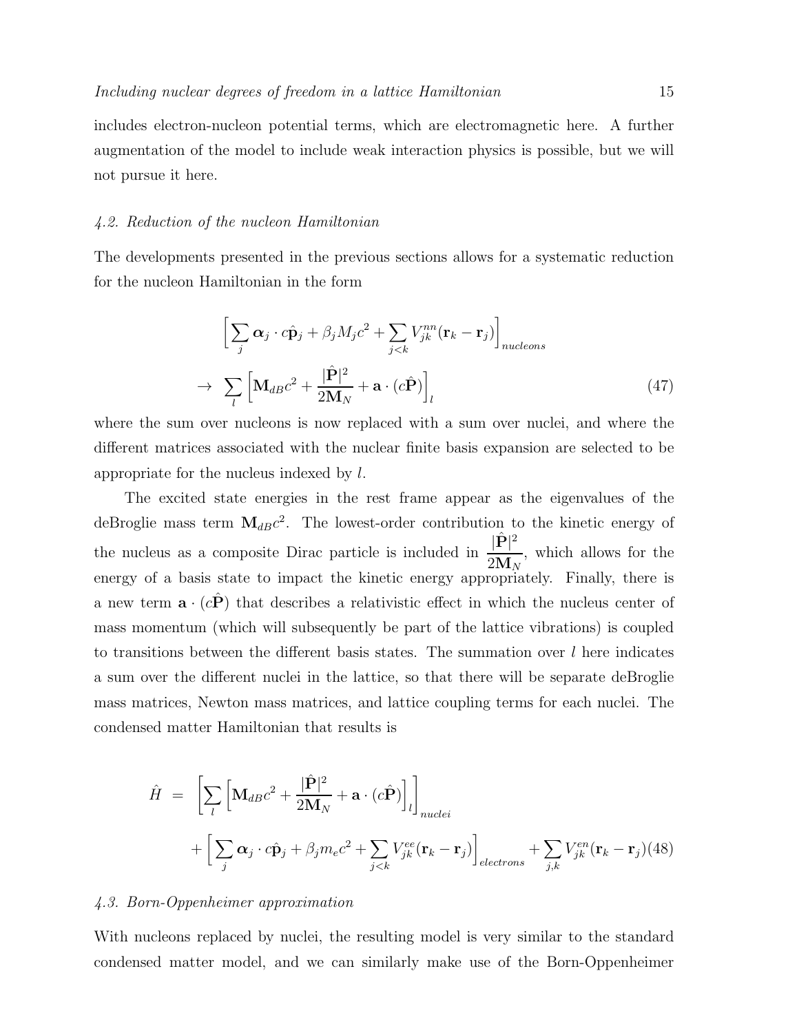includes electron-nucleon potential terms, which are electromagnetic here. A further augmentation of the model to include weak interaction physics is possible, but we will not pursue it here.

### *4.2. Reduction of the nucleon Hamiltonian*

The developments presented in the previous sections allows for a systematic reduction for the nucleon Hamiltonian in the form

$$
\begin{aligned}
& \left[ \sum_j \boldsymbol{\alpha}_j \cdot c\hat{\mathbf{p}}_j + \beta_j M_j c^2 + \sum_{j<k} V_{jk}^{nn}(\mathbf{r}_k - \mathbf{r}_j) \right]_{nucleons} \\
\rightarrow & \sum_l \left[ \mathbf{M}_{dB} c^2 + \frac{|\hat{\mathbf{P}}|^2}{2\mathbf{M}_N} + \mathbf{a} \cdot (c\hat{\mathbf{P}}) \right]_l
\end{aligned}
\tag{47}
$$

where the sum over nucleons is now replaced with a sum over nuclei, and where the different matrices associated with the nuclear finite basis expansion are selected to be appropriate for the nucleus indexed by $l$.

The excited state energies in the rest frame appear as the eigenvalues of the deBroglie mass term $\mathbf{M}_{dB}c^2$. The lowest-order contribution to the kinetic energy of the nucleus as a composite Dirac particle is included in $\dfrac{|\hat{\mathbf{P}}|^2}{2\mathbf{M}_N}$, which allows for the energy of a basis state to impact the kinetic energy appropriately. Finally, there is a new term $\mathbf{a} \cdot (c\hat{\mathbf{P}})$ that describes a relativistic effect in which the nucleus center of mass momentum (which will subsequently be part of the lattice vibrations) is coupled to transitions between the different basis states. The summation over $l$ here indicates a sum over the different nuclei in the lattice, so that there will be separate deBroglie mass matrices, Newton mass matrices, and lattice coupling terms for each nuclei. The condensed matter Hamiltonian that results is

$$
\begin{aligned}
\hat{H} = & \left[ \sum_l \left[ \mathbf{M}_{dB} c^2 + \frac{|\hat{\mathbf{P}}|^2}{2\mathbf{M}_N} + \mathbf{a} \cdot (c\hat{\mathbf{P}}) \right]_l \right]_{nuclei} \\
& + \left[ \sum_j \boldsymbol{\alpha}_j \cdot c\hat{\mathbf{p}}_j + \beta_j m_e c^2 + \sum_{j<k} V_{jk}^{ee}(\mathbf{r}_k - \mathbf{r}_j) \right]_{electrons} + \sum_{j,k} V_{jk}^{en}(\mathbf{r}_k - \mathbf{r}_j)
\end{aligned}
\tag{48}
$$

### *4.3. Born-Oppenheimer approximation*

With nucleons replaced by nuclei, the resulting model is very similar to the standard condensed matter model, and we can similarly make use of the Born-Oppenheimer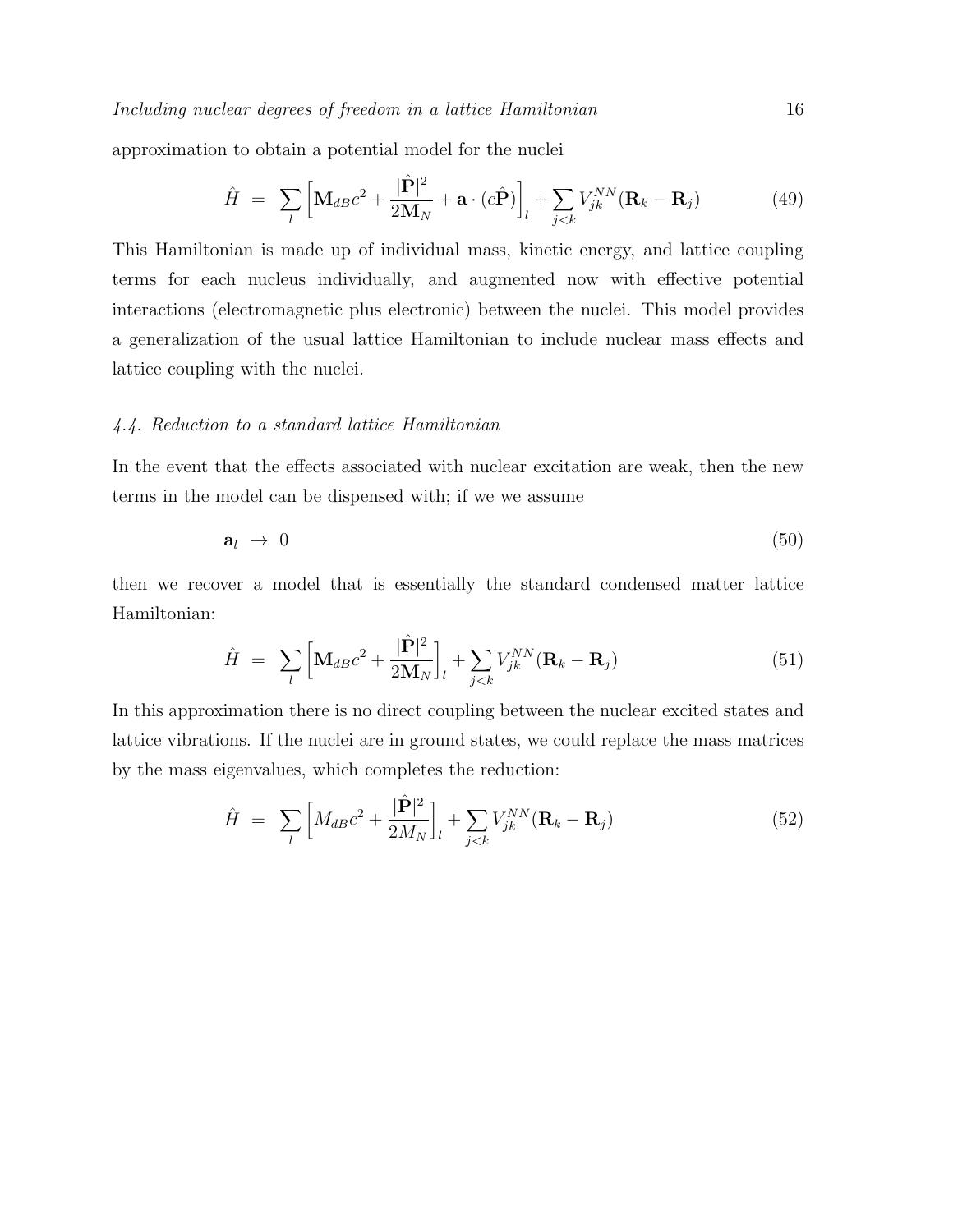approximation to obtain a potential model for the nuclei

$$\hat{H} \ = \ \sum_l \left[ \mathbf{M}_{dB} c^2 + \frac{|\hat{\mathbf{P}}|^2}{2\mathbf{M}_N} + \mathbf{a} \cdot (c\hat{\mathbf{P}}) \right]_l + \sum_{j<k} V_{jk}^{NN}(\mathbf{R}_k - \mathbf{R}_j) \tag{49}$$

This Hamiltonian is made up of individual mass, kinetic energy, and lattice coupling terms for each nucleus individually, and augmented now with effective potential interactions (electromagnetic plus electronic) between the nuclei. This model provides a generalization of the usual lattice Hamiltonian to include nuclear mass effects and lattice coupling with the nuclei.

### *4.4. Reduction to a standard lattice Hamiltonian*

In the event that the effects associated with nuclear excitation are weak, then the new terms in the model can be dispensed with; if we we assume

$$\mathbf{a}_l \ \rightarrow \ 0 \tag{50}$$

then we recover a model that is essentially the standard condensed matter lattice Hamiltonian:

$$\hat{H} \ = \ \sum_l \left[ \mathbf{M}_{dB} c^2 + \frac{|\hat{\mathbf{P}}|^2}{2\mathbf{M}_N} \right]_l + \sum_{j<k} V_{jk}^{NN}(\mathbf{R}_k - \mathbf{R}_j) \tag{51}$$

In this approximation there is no direct coupling between the nuclear excited states and lattice vibrations. If the nuclei are in ground states, we could replace the mass matrices by the mass eigenvalues, which completes the reduction:

$$\hat{H} \ = \ \sum_l \left[ M_{dB} c^2 + \frac{|\hat{\mathbf{P}}|^2}{2M_N} \right]_l + \sum_{j<k} V_{jk}^{NN}(\mathbf{R}_k - \mathbf{R}_j) \tag{52}$$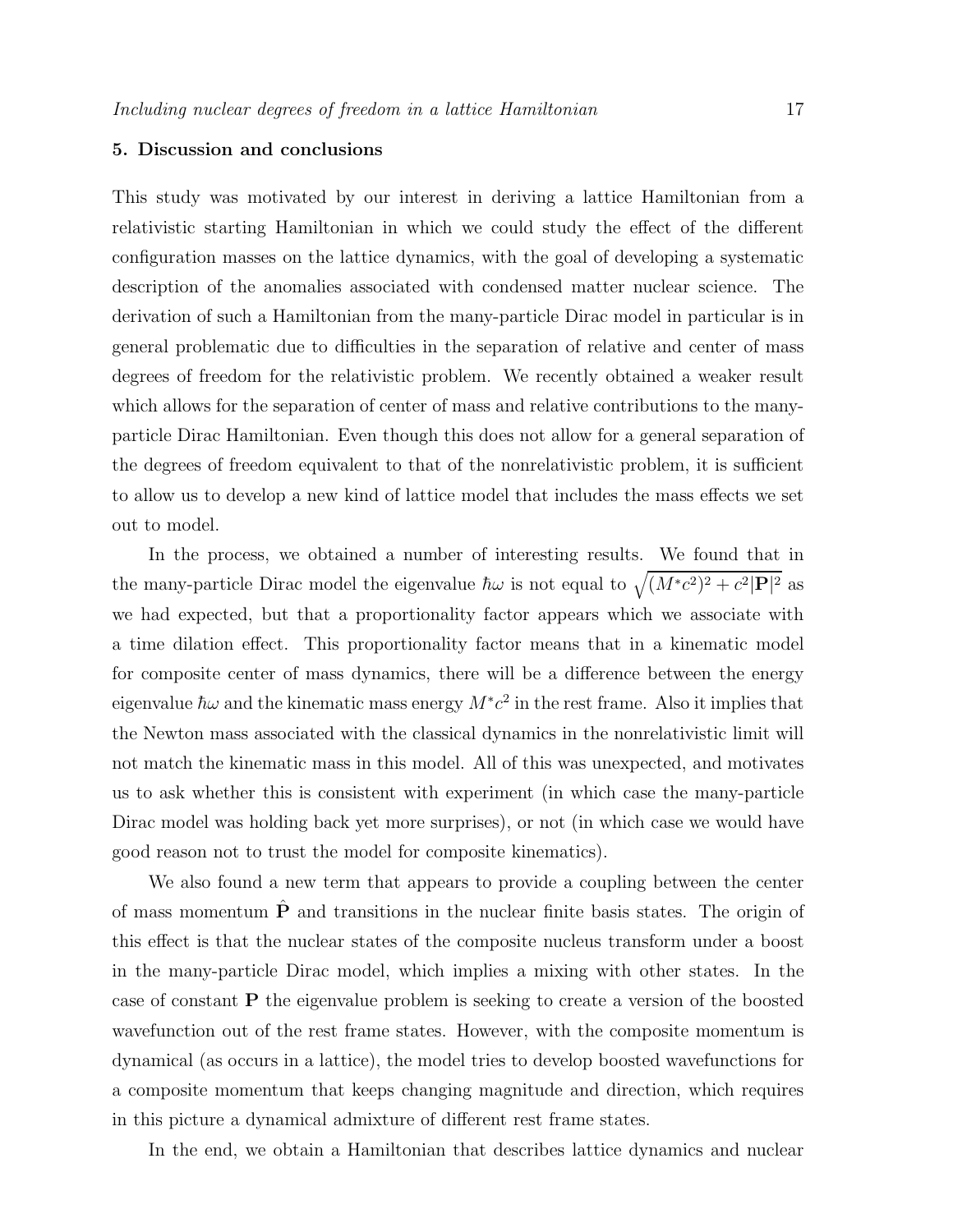## 5. Discussion and conclusions

This study was motivated by our interest in deriving a lattice Hamiltonian from a relativistic starting Hamiltonian in which we could study the effect of the different configuration masses on the lattice dynamics, with the goal of developing a systematic description of the anomalies associated with condensed matter nuclear science. The derivation of such a Hamiltonian from the many-particle Dirac model in particular is in general problematic due to difficulties in the separation of relative and center of mass degrees of freedom for the relativistic problem. We recently obtained a weaker result which allows for the separation of center of mass and relative contributions to the many-particle Dirac Hamiltonian. Even though this does not allow for a general separation of the degrees of freedom equivalent to that of the nonrelativistic problem, it is sufficient to allow us to develop a new kind of lattice model that includes the mass effects we set out to model.

In the process, we obtained a number of interesting results. We found that in the many-particle Dirac model the eigenvalue $\hbar\omega$ is not equal to $\sqrt{(M^*c^2)^2 + c^2|\mathbf{P}|^2}$ as we had expected, but that a proportionality factor appears which we associate with a time dilation effect. This proportionality factor means that in a kinematic model for composite center of mass dynamics, there will be a difference between the energy eigenvalue $\hbar\omega$ and the kinematic mass energy $M^*c^2$ in the rest frame. Also it implies that the Newton mass associated with the classical dynamics in the nonrelativistic limit will not match the kinematic mass in this model. All of this was unexpected, and motivates us to ask whether this is consistent with experiment (in which case the many-particle Dirac model was holding back yet more surprises), or not (in which case we would have good reason not to trust the model for composite kinematics).

We also found a new term that appears to provide a coupling between the center of mass momentum $\hat{\mathbf{P}}$ and transitions in the nuclear finite basis states. The origin of this effect is that the nuclear states of the composite nucleus transform under a boost in the many-particle Dirac model, which implies a mixing with other states. In the case of constant $\mathbf{P}$ the eigenvalue problem is seeking to create a version of the boosted wavefunction out of the rest frame states. However, with the composite momentum is dynamical (as occurs in a lattice), the model tries to develop boosted wavefunctions for a composite momentum that keeps changing magnitude and direction, which requires in this picture a dynamical admixture of different rest frame states.

In the end, we obtain a Hamiltonian that describes lattice dynamics and nuclear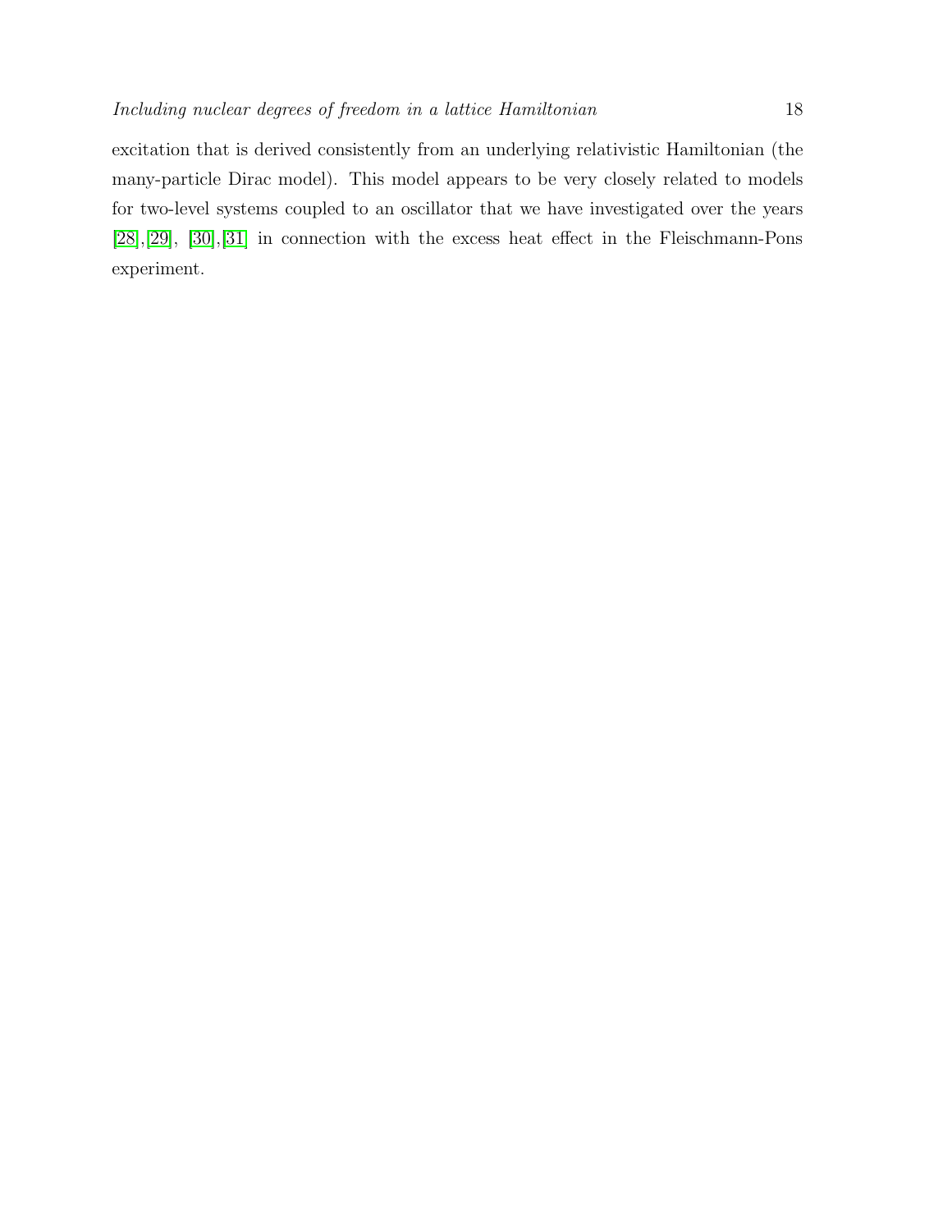excitation that is derived consistently from an underlying relativistic Hamiltonian (the many-particle Dirac model). This model appears to be very closely related to models for two-level systems coupled to an oscillator that we have investigated over the years [28],[29], [30],[31] in connection with the excess heat effect in the Fleischmann-Pons experiment.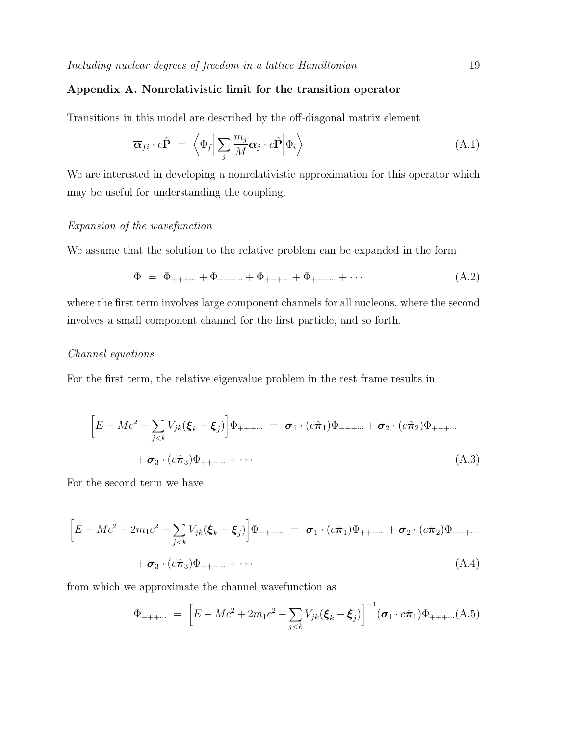## Appendix A. Nonrelativistic limit for the transition operator

Transitions in this model are described by the off-diagonal matrix element

$$\overline{\boldsymbol{\alpha}}_{fi} \cdot c\hat{\mathbf{P}} \;=\; \left\langle \Phi_f \middle| \sum_j \frac{m_j}{M} \boldsymbol{\alpha}_j \cdot c\hat{\mathbf{P}} \middle| \Phi_i \right\rangle \tag{A.1}$$

We are interested in developing a nonrelativistic approximation for this operator which may be useful for understanding the coupling.

*Expansion of the wavefunction*

We assume that the solution to the relative problem can be expanded in the form

$$\Phi \;=\; \Phi_{+++\cdots} + \Phi_{-++\cdots} + \Phi_{+-+\cdots} + \Phi_{++-\cdots} + \cdots \tag{A.2}$$

where the first term involves large component channels for all nucleons, where the second involves a small component channel for the first particle, and so forth.

*Channel equations*

For the first term, the relative eigenvalue problem in the rest frame results in

$$\begin{aligned}\left[E - Mc^2 - \sum_{j<k} V_{jk}(\boldsymbol{\xi}_k - \boldsymbol{\xi}_j)\right]\Phi_{+++\cdots} \;&=\; \boldsymbol{\sigma}_1 \cdot (c\hat{\boldsymbol{\pi}}_1)\Phi_{-++\cdots} + \boldsymbol{\sigma}_2 \cdot (c\hat{\boldsymbol{\pi}}_2)\Phi_{+-+\cdots} \\ &+ \boldsymbol{\sigma}_3 \cdot (c\hat{\boldsymbol{\pi}}_3)\Phi_{++-\cdots} + \cdots \end{aligned} \tag{A.3}$$

For the second term we have

$$\begin{aligned}\left[E - Mc^2 + 2m_1c^2 - \sum_{j<k} V_{jk}(\boldsymbol{\xi}_k - \boldsymbol{\xi}_j)\right]\Phi_{-++\cdots} \;&=\; \boldsymbol{\sigma}_1 \cdot (c\hat{\boldsymbol{\pi}}_1)\Phi_{+++\cdots} + \boldsymbol{\sigma}_2 \cdot (c\hat{\boldsymbol{\pi}}_2)\Phi_{--+\cdots} \\ &+ \boldsymbol{\sigma}_3 \cdot (c\hat{\boldsymbol{\pi}}_3)\Phi_{-+-\cdots} + \cdots \end{aligned} \tag{A.4}$$

from which we approximate the channel wavefunction as

$$\Phi_{-++\cdots} \;=\; \left[E - Mc^2 + 2m_1c^2 - \sum_{j<k} V_{jk}(\boldsymbol{\xi}_k - \boldsymbol{\xi}_j)\right]^{-1} (\boldsymbol{\sigma}_1 \cdot c\hat{\boldsymbol{\pi}}_1)\Phi_{+++\cdots} \tag{A.5}$$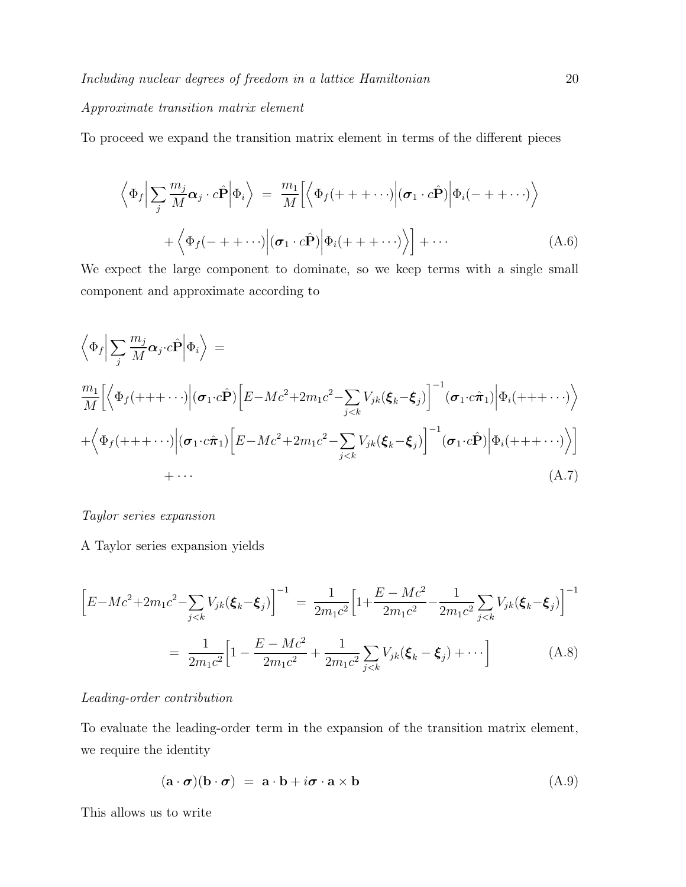*Approximate transition matrix element*

To proceed we expand the transition matrix element in terms of the different pieces

$$
\begin{aligned}
\Big\langle \Phi_f \Big| \sum_j \frac{m_j}{M} \boldsymbol{\alpha}_j \cdot c\hat{\mathbf{P}} \Big| \Phi_i \Big\rangle \; = \; & \frac{m_1}{M} \Big[ \Big\langle \Phi_f(+++\cdots) \Big| (\boldsymbol{\sigma}_1 \cdot c\hat{\mathbf{P}}) \Big| \Phi_i(-++\cdots) \Big\rangle \\
& + \Big\langle \Phi_f(-++\cdots) \Big| (\boldsymbol{\sigma}_1 \cdot c\hat{\mathbf{P}}) \Big| \Phi_i(+++\cdots) \Big\rangle \Big] + \cdots
\end{aligned}
\tag{A.6}
$$

We expect the large component to dominate, so we keep terms with a single small component and approximate according to

$$
\begin{aligned}
& \Big\langle \Phi_f \Big| \sum_j \frac{m_j}{M} \boldsymbol{\alpha}_j \cdot c\hat{\mathbf{P}} \Big| \Phi_i \Big\rangle \; = \\
& \frac{m_1}{M} \Big[ \Big\langle \Phi_f(+++\cdots) \Big| (\boldsymbol{\sigma}_1 \cdot c\hat{\mathbf{P}}) \Big[ E - Mc^2 + 2m_1c^2 - \sum_{j<k} V_{jk}(\boldsymbol{\xi}_k - \boldsymbol{\xi}_j) \Big]^{-1} (\boldsymbol{\sigma}_1 \cdot c\hat{\boldsymbol{\pi}}_1) \Big| \Phi_i(+++\cdots) \Big\rangle \\
& + \Big\langle \Phi_f(+++\cdots) \Big| (\boldsymbol{\sigma}_1 \cdot c\hat{\boldsymbol{\pi}}_1) \Big[ E - Mc^2 + 2m_1c^2 - \sum_{j<k} V_{jk}(\boldsymbol{\xi}_k - \boldsymbol{\xi}_j) \Big]^{-1} (\boldsymbol{\sigma}_1 \cdot c\hat{\mathbf{P}}) \Big| \Phi_i(+++\cdots) \Big\rangle \Big] \\
& \qquad + \cdots
\end{aligned}
\tag{A.7}
$$

*Taylor series expansion*

A Taylor series expansion yields

$$
\begin{aligned}
\Big[ E - Mc^2 + 2m_1c^2 - \sum_{j<k} V_{jk}(\boldsymbol{\xi}_k - \boldsymbol{\xi}_j) \Big]^{-1} \; = \; & \frac{1}{2m_1c^2} \Big[ 1 + \frac{E - Mc^2}{2m_1c^2} - \frac{1}{2m_1c^2} \sum_{j<k} V_{jk}(\boldsymbol{\xi}_k - \boldsymbol{\xi}_j) \Big]^{-1} \\
= \; & \frac{1}{2m_1c^2} \Big[ 1 - \frac{E - Mc^2}{2m_1c^2} + \frac{1}{2m_1c^2} \sum_{j<k} V_{jk}(\boldsymbol{\xi}_k - \boldsymbol{\xi}_j) + \cdots \Big]
\end{aligned}
\tag{A.8}
$$

*Leading-order contribution*

To evaluate the leading-order term in the expansion of the transition matrix element, we require the identity

$$
(\mathbf{a} \cdot \boldsymbol{\sigma})(\mathbf{b} \cdot \boldsymbol{\sigma}) \; = \; \mathbf{a} \cdot \mathbf{b} + i\boldsymbol{\sigma} \cdot \mathbf{a} \times \mathbf{b}
\tag{A.9}
$$

This allows us to write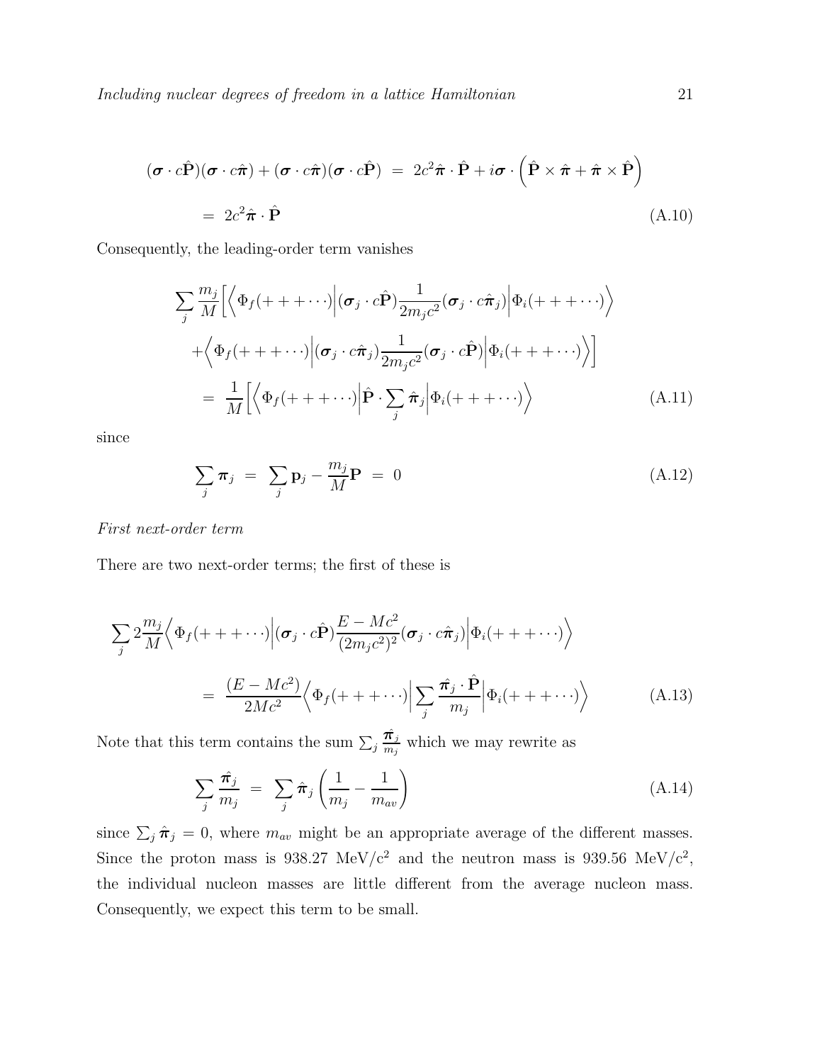$$(\boldsymbol{\sigma} \cdot c\hat{\mathbf{P}})(\boldsymbol{\sigma} \cdot c\hat{\boldsymbol{\pi}}) + (\boldsymbol{\sigma} \cdot c\hat{\boldsymbol{\pi}})(\boldsymbol{\sigma} \cdot c\hat{\mathbf{P}}) \;=\; 2c^2 \hat{\boldsymbol{\pi}} \cdot \hat{\mathbf{P}} + i\boldsymbol{\sigma} \cdot \left( \hat{\mathbf{P}} \times \hat{\boldsymbol{\pi}} + \hat{\boldsymbol{\pi}} \times \hat{\mathbf{P}} \right)$$

$$=\; 2c^2 \hat{\boldsymbol{\pi}} \cdot \hat{\mathbf{P}} \tag{A.10}$$

Consequently, the leading-order term vanishes

$$\sum_j \frac{m_j}{M} \Big[ \Big\langle \Phi_f(+++\cdots) \Big| (\boldsymbol{\sigma}_j \cdot c\hat{\mathbf{P}}) \frac{1}{2m_j c^2} (\boldsymbol{\sigma}_j \cdot c\hat{\boldsymbol{\pi}}_j) \Big| \Phi_i(+++\cdots) \Big\rangle$$

$$+ \Big\langle \Phi_f(+++\cdots) \Big| (\boldsymbol{\sigma}_j \cdot c\hat{\boldsymbol{\pi}}_j) \frac{1}{2m_j c^2} (\boldsymbol{\sigma}_j \cdot c\hat{\mathbf{P}}) \Big| \Phi_i(+++\cdots) \Big\rangle \Big]$$

$$=\; \frac{1}{M} \Big[ \Big\langle \Phi_f(+++\cdots) \Big| \hat{\mathbf{P}} \cdot \sum_j \hat{\boldsymbol{\pi}}_j \Big| \Phi_i(+++\cdots) \Big\rangle \tag{A.11}$$

since

$$\sum_j \boldsymbol{\pi}_j \;=\; \sum_j \mathbf{p}_j - \frac{m_j}{M}\mathbf{P} \;=\; 0 \tag{A.12}$$

*First next-order term*

There are two next-order terms; the first of these is

$$\sum_j 2\frac{m_j}{M} \Big\langle \Phi_f(+++\cdots) \Big| (\boldsymbol{\sigma}_j \cdot c\hat{\mathbf{P}}) \frac{E - Mc^2}{(2m_j c^2)^2} (\boldsymbol{\sigma}_j \cdot c\hat{\boldsymbol{\pi}}_j) \Big| \Phi_i(+++\cdots) \Big\rangle$$

$$=\; \frac{(E - Mc^2)}{2Mc^2} \Big\langle \Phi_f(+++\cdots) \Big| \sum_j \frac{\hat{\boldsymbol{\pi}}_j \cdot \hat{\mathbf{P}}}{m_j} \Big| \Phi_i(+++\cdots) \Big\rangle \tag{A.13}$$

Note that this term contains the sum $\sum_j \frac{\hat{\boldsymbol{\pi}}_j}{m_j}$ which we may rewrite as

$$\sum_j \frac{\hat{\boldsymbol{\pi}}_j}{m_j} \;=\; \sum_j \hat{\boldsymbol{\pi}}_j \left( \frac{1}{m_j} - \frac{1}{m_{av}} \right) \tag{A.14}$$

since $\sum_j \hat{\boldsymbol{\pi}}_j = 0$, where $m_{av}$ might be an appropriate average of the different masses. Since the proton mass is 938.27 MeV/c$^2$ and the neutron mass is 939.56 MeV/c$^2$, the individual nucleon masses are little different from the average nucleon mass. Consequently, we expect this term to be small.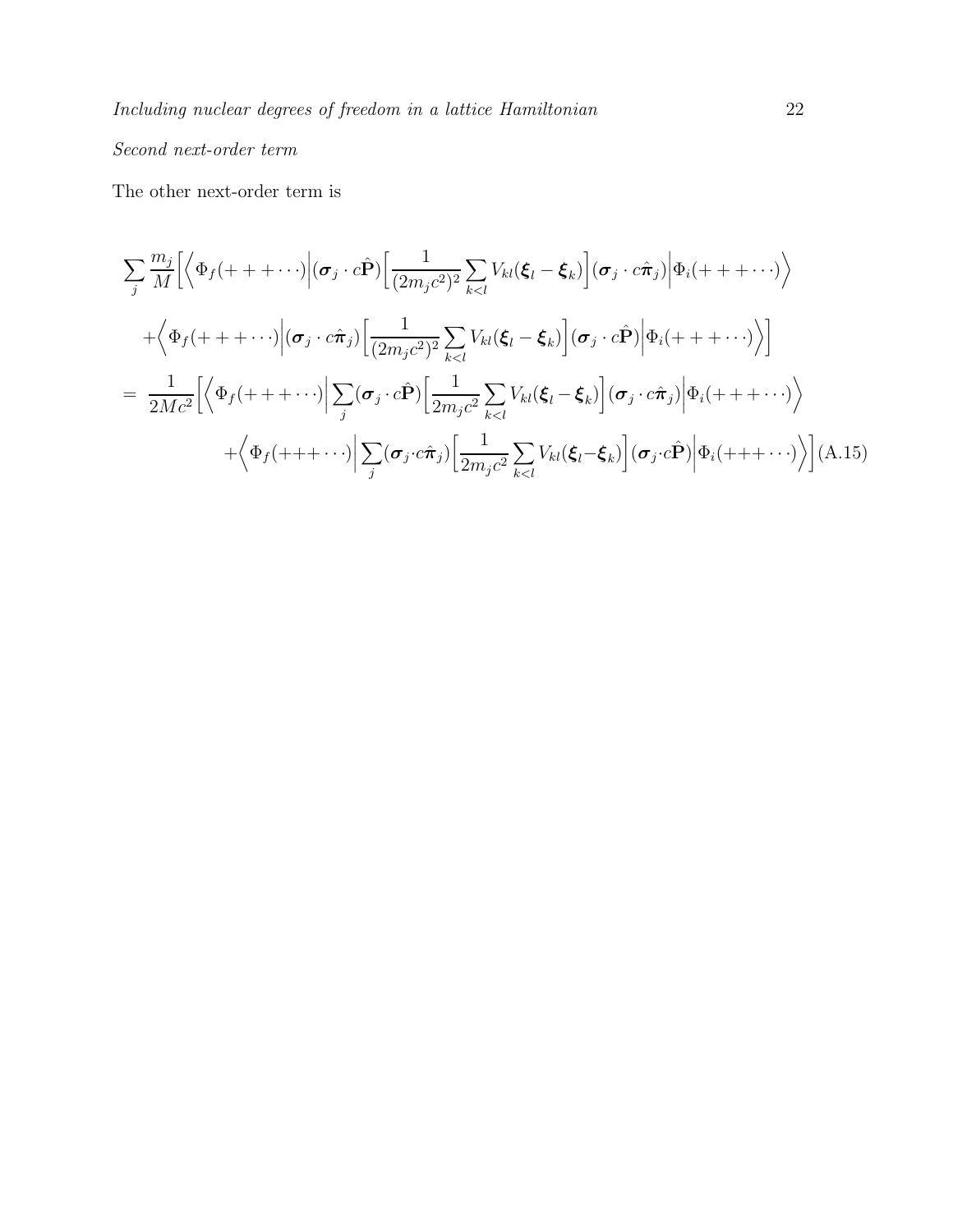*Second next-order term*

The other next-order term is

$$
\begin{aligned}
&\sum_j \frac{m_j}{M}\Big[\Big\langle \Phi_f(+++\cdots)\Big|(\boldsymbol{\sigma}_j\cdot c\hat{\mathbf{P}})\Big[\frac{1}{(2m_jc^2)^2}\sum_{k<l}V_{kl}(\boldsymbol{\xi}_l-\boldsymbol{\xi}_k)\Big](\boldsymbol{\sigma}_j\cdot c\hat{\boldsymbol{\pi}}_j)\Big|\Phi_i(+++\cdots)\Big\rangle \\
&\quad +\Big\langle \Phi_f(+++\cdots)\Big|(\boldsymbol{\sigma}_j\cdot c\hat{\boldsymbol{\pi}}_j)\Big[\frac{1}{(2m_jc^2)^2}\sum_{k<l}V_{kl}(\boldsymbol{\xi}_l-\boldsymbol{\xi}_k)\Big](\boldsymbol{\sigma}_j\cdot c\hat{\mathbf{P}})\Big|\Phi_i(+++\cdots)\Big\rangle\Big] \\
&= \frac{1}{2Mc^2}\Big[\Big\langle \Phi_f(+++\cdots)\Big|\sum_j(\boldsymbol{\sigma}_j\cdot c\hat{\mathbf{P}})\Big[\frac{1}{2m_jc^2}\sum_{k<l}V_{kl}(\boldsymbol{\xi}_l-\boldsymbol{\xi}_k)\Big](\boldsymbol{\sigma}_j\cdot c\hat{\boldsymbol{\pi}}_j)\Big|\Phi_i(+++\cdots)\Big\rangle \\
&\quad +\Big\langle \Phi_f(+++\cdots)\Big|\sum_j(\boldsymbol{\sigma}_j\cdot c\hat{\boldsymbol{\pi}}_j)\Big[\frac{1}{2m_jc^2}\sum_{k<l}V_{kl}(\boldsymbol{\xi}_l-\boldsymbol{\xi}_k)\Big](\boldsymbol{\sigma}_j\cdot c\hat{\mathbf{P}})\Big|\Phi_i(+++\cdots)\Big\rangle\Big] \qquad \text{(A.15)}
\end{aligned}
$$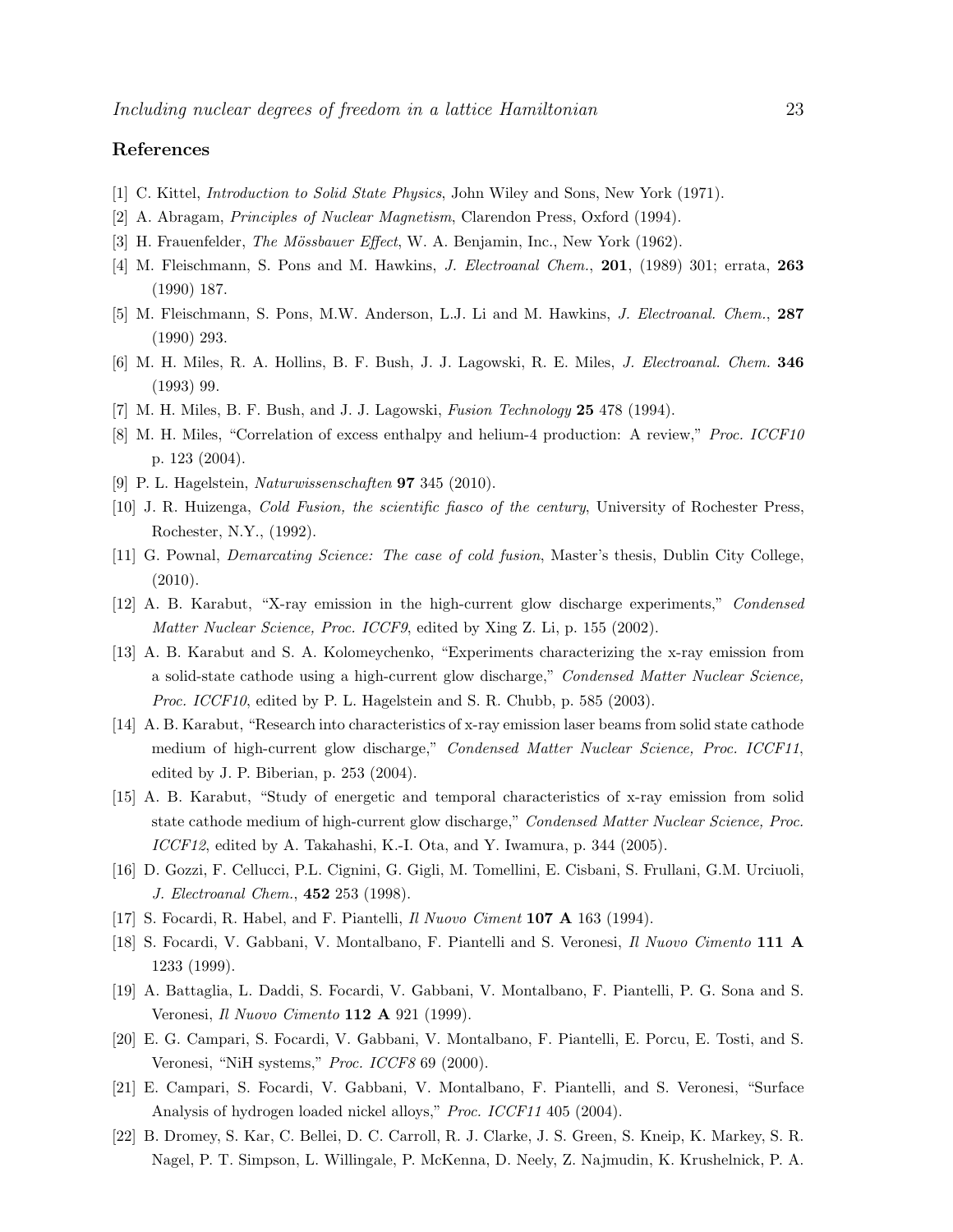## References

[1] C. Kittel, *Introduction to Solid State Physics*, John Wiley and Sons, New York (1971).

[2] A. Abragam, *Principles of Nuclear Magnetism*, Clarendon Press, Oxford (1994).

[3] H. Frauenfelder, *The Mössbauer Effect*, W. A. Benjamin, Inc., New York (1962).

[4] M. Fleischmann, S. Pons and M. Hawkins, *J. Electroanal Chem.*, **201**, (1989) 301; errata, **263** (1990) 187.

[5] M. Fleischmann, S. Pons, M.W. Anderson, L.J. Li and M. Hawkins, *J. Electroanal. Chem.*, **287** (1990) 293.

[6] M. H. Miles, R. A. Hollins, B. F. Bush, J. J. Lagowski, R. E. Miles, *J. Electroanal. Chem.* **346** (1993) 99.

[7] M. H. Miles, B. F. Bush, and J. J. Lagowski, *Fusion Technology* **25** 478 (1994).

[8] M. H. Miles, "Correlation of excess enthalpy and helium-4 production: A review," *Proc. ICCF10* p. 123 (2004).

[9] P. L. Hagelstein, *Naturwissenschaften* **97** 345 (2010).

[10] J. R. Huizenga, *Cold Fusion, the scientific fiasco of the century*, University of Rochester Press, Rochester, N.Y., (1992).

[11] G. Pownal, *Demarcating Science: The case of cold fusion*, Master's thesis, Dublin City College, (2010).

[12] A. B. Karabut, "X-ray emission in the high-current glow discharge experiments," *Condensed Matter Nuclear Science, Proc. ICCF9*, edited by Xing Z. Li, p. 155 (2002).

[13] A. B. Karabut and S. A. Kolomeychenko, "Experiments characterizing the x-ray emission from a solid-state cathode using a high-current glow discharge," *Condensed Matter Nuclear Science, Proc. ICCF10*, edited by P. L. Hagelstein and S. R. Chubb, p. 585 (2003).

[14] A. B. Karabut, "Research into characteristics of x-ray emission laser beams from solid state cathode medium of high-current glow discharge," *Condensed Matter Nuclear Science, Proc. ICCF11*, edited by J. P. Biberian, p. 253 (2004).

[15] A. B. Karabut, "Study of energetic and temporal characteristics of x-ray emission from solid state cathode medium of high-current glow discharge," *Condensed Matter Nuclear Science, Proc. ICCF12*, edited by A. Takahashi, K.-I. Ota, and Y. Iwamura, p. 344 (2005).

[16] D. Gozzi, F. Cellucci, P.L. Cignini, G. Gigli, M. Tomellini, E. Cisbani, S. Frullani, G.M. Urciuoli, *J. Electroanal Chem.*, **452** 253 (1998).

[17] S. Focardi, R. Habel, and F. Piantelli, *Il Nuovo Ciment* **107 A** 163 (1994).

[18] S. Focardi, V. Gabbani, V. Montalbano, F. Piantelli and S. Veronesi, *Il Nuovo Cimento* **111 A** 1233 (1999).

[19] A. Battaglia, L. Daddi, S. Focardi, V. Gabbani, V. Montalbano, F. Piantelli, P. G. Sona and S. Veronesi, *Il Nuovo Cimento* **112 A** 921 (1999).

[20] E. G. Campari, S. Focardi, V. Gabbani, V. Montalbano, F. Piantelli, E. Porcu, E. Tosti, and S. Veronesi, "NiH systems," *Proc. ICCF8* 69 (2000).

[21] E. Campari, S. Focardi, V. Gabbani, V. Montalbano, F. Piantelli, and S. Veronesi, "Surface Analysis of hydrogen loaded nickel alloys," *Proc. ICCF11* 405 (2004).

[22] B. Dromey, S. Kar, C. Bellei, D. C. Carroll, R. J. Clarke, J. S. Green, S. Kneip, K. Markey, S. R. Nagel, P. T. Simpson, L. Willingale, P. McKenna, D. Neely, Z. Najmudin, K. Krushelnick, P. A.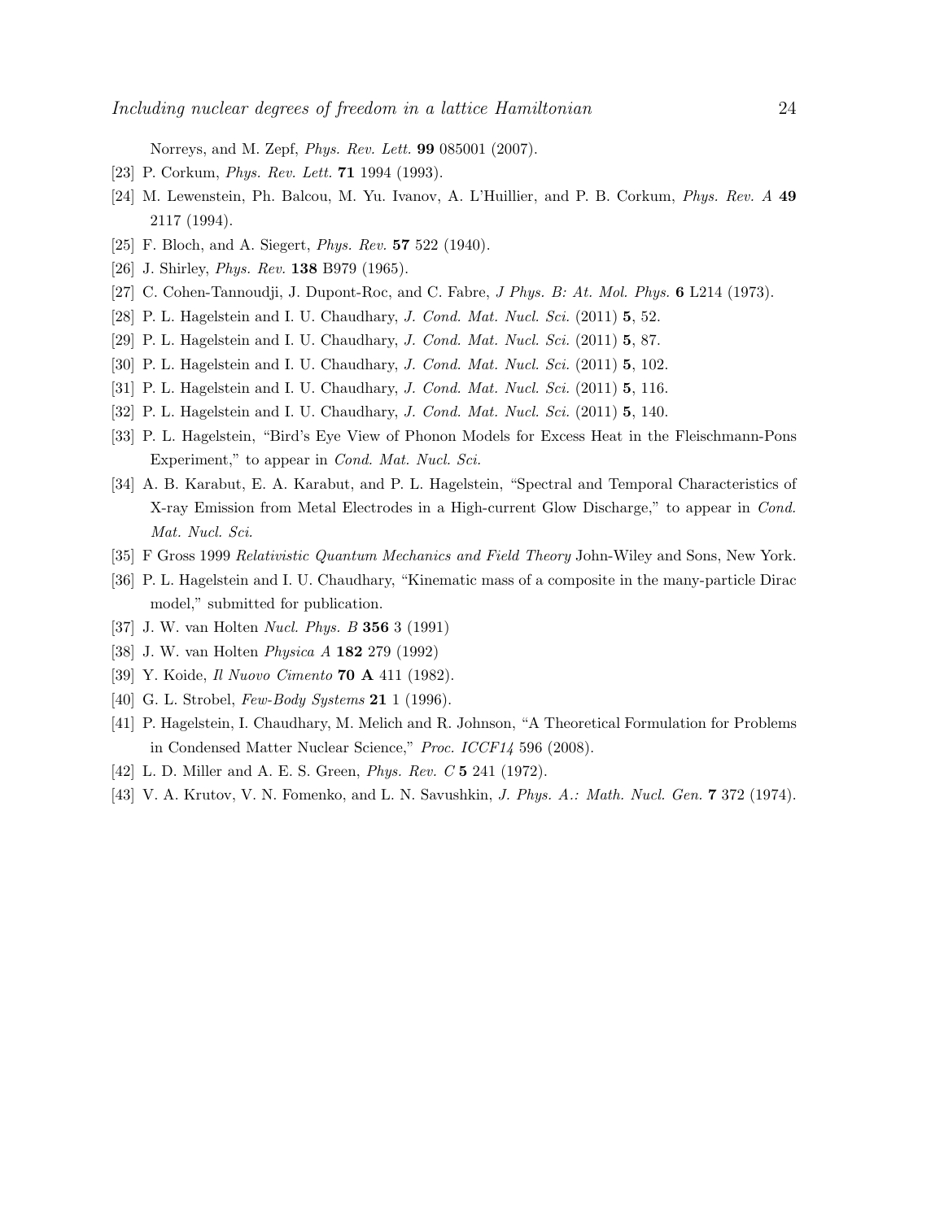Norreys, and M. Zepf, *Phys. Rev. Lett.* **99** 085001 (2007).

[23] P. Corkum, *Phys. Rev. Lett.* **71** 1994 (1993).

[24] M. Lewenstein, Ph. Balcou, M. Yu. Ivanov, A. L'Huillier, and P. B. Corkum, *Phys. Rev. A* **49** 2117 (1994).

[25] F. Bloch, and A. Siegert, *Phys. Rev.* **57** 522 (1940).

[26] J. Shirley, *Phys. Rev.* **138** B979 (1965).

[27] C. Cohen-Tannoudji, J. Dupont-Roc, and C. Fabre, *J Phys. B: At. Mol. Phys.* **6** L214 (1973).

[28] P. L. Hagelstein and I. U. Chaudhary, *J. Cond. Mat. Nucl. Sci.* (2011) **5**, 52.

[29] P. L. Hagelstein and I. U. Chaudhary, *J. Cond. Mat. Nucl. Sci.* (2011) **5**, 87.

[30] P. L. Hagelstein and I. U. Chaudhary, *J. Cond. Mat. Nucl. Sci.* (2011) **5**, 102.

[31] P. L. Hagelstein and I. U. Chaudhary, *J. Cond. Mat. Nucl. Sci.* (2011) **5**, 116.

[32] P. L. Hagelstein and I. U. Chaudhary, *J. Cond. Mat. Nucl. Sci.* (2011) **5**, 140.

[33] P. L. Hagelstein, "Bird's Eye View of Phonon Models for Excess Heat in the Fleischmann-Pons Experiment," to appear in *Cond. Mat. Nucl. Sci.*

[34] A. B. Karabut, E. A. Karabut, and P. L. Hagelstein, "Spectral and Temporal Characteristics of X-ray Emission from Metal Electrodes in a High-current Glow Discharge," to appear in *Cond. Mat. Nucl. Sci.*

[35] F Gross 1999 *Relativistic Quantum Mechanics and Field Theory* John-Wiley and Sons, New York.

[36] P. L. Hagelstein and I. U. Chaudhary, "Kinematic mass of a composite in the many-particle Dirac model," submitted for publication.

[37] J. W. van Holten *Nucl. Phys. B* **356** 3 (1991)

[38] J. W. van Holten *Physica A* **182** 279 (1992)

[39] Y. Koide, *Il Nuovo Cimento* **70 A** 411 (1982).

[40] G. L. Strobel, *Few-Body Systems* **21** 1 (1996).

[41] P. Hagelstein, I. Chaudhary, M. Melich and R. Johnson, "A Theoretical Formulation for Problems in Condensed Matter Nuclear Science," *Proc. ICCF14* 596 (2008).

[42] L. D. Miller and A. E. S. Green, *Phys. Rev. C* **5** 241 (1972).

[43] V. A. Krutov, V. N. Fomenko, and L. N. Savushkin, *J. Phys. A.: Math. Nucl. Gen.* **7** 372 (1974).